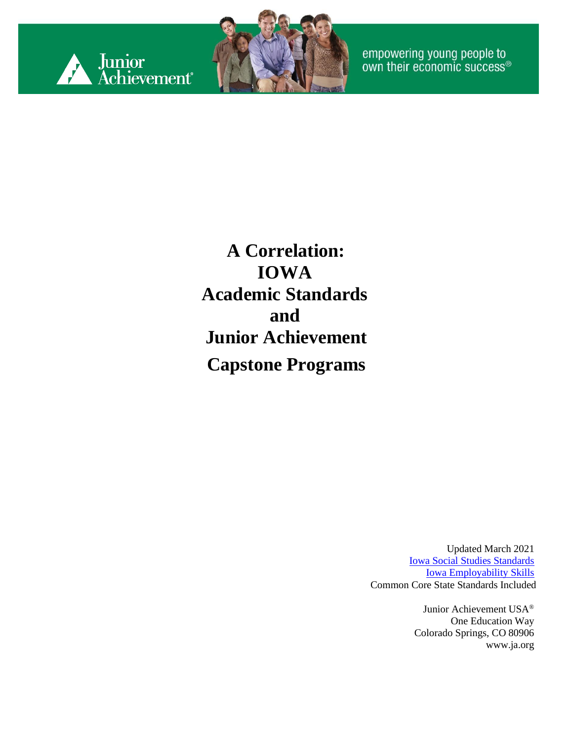Junior Achievement

empowering young people to own their economic success®

# A Correlation: IOWA Academic Standards and Junior Achievement

# Capstone Programs

Updated March 2021
[Iowa Social Studies Standards]
[Iowa Employability Skills]
Common Core State Standards Included

Junior Achievement USA®
One Education Way
Colorado Springs, CO 80906
www.ja.org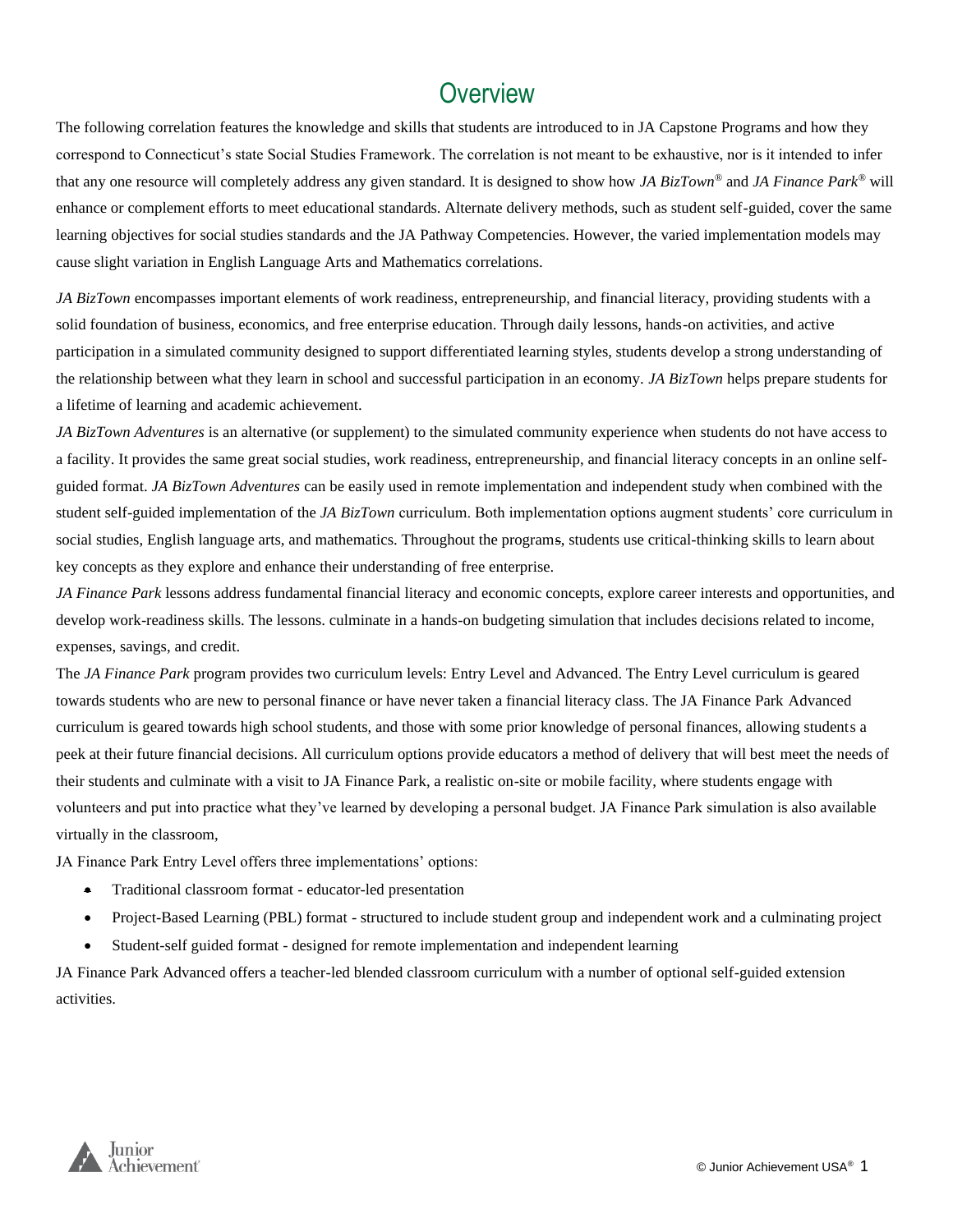# Overview

The following correlation features the knowledge and skills that students are introduced to in JA Capstone Programs and how they correspond to Connecticut's state Social Studies Framework. The correlation is not meant to be exhaustive, nor is it intended to infer that any one resource will completely address any given standard. It is designed to show how *JA BizTown®* and *JA Finance Park®* will enhance or complement efforts to meet educational standards. Alternate delivery methods, such as student self-guided, cover the same learning objectives for social studies standards and the JA Pathway Competencies. However, the varied implementation models may cause slight variation in English Language Arts and Mathematics correlations.

*JA BizTown* encompasses important elements of work readiness, entrepreneurship, and financial literacy, providing students with a solid foundation of business, economics, and free enterprise education. Through daily lessons, hands-on activities, and active participation in a simulated community designed to support differentiated learning styles, students develop a strong understanding of the relationship between what they learn in school and successful participation in an economy. *JA BizTown* helps prepare students for a lifetime of learning and academic achievement.

*JA BizTown Adventures* is an alternative (or supplement) to the simulated community experience when students do not have access to a facility. It provides the same great social studies, work readiness, entrepreneurship, and financial literacy concepts in an online self-guided format. *JA BizTown Adventures* can be easily used in remote implementation and independent study when combined with the student self-guided implementation of the *JA BizTown* curriculum. Both implementation options augment students' core curriculum in social studies, English language arts, and mathematics. Throughout the programs, students use critical-thinking skills to learn about key concepts as they explore and enhance their understanding of free enterprise.

*JA Finance Park* lessons address fundamental financial literacy and economic concepts, explore career interests and opportunities, and develop work-readiness skills. The lessons. culminate in a hands-on budgeting simulation that includes decisions related to income, expenses, savings, and credit.

The *JA Finance Park* program provides two curriculum levels: Entry Level and Advanced. The Entry Level curriculum is geared towards students who are new to personal finance or have never taken a financial literacy class. The JA Finance Park Advanced curriculum is geared towards high school students, and those with some prior knowledge of personal finances, allowing students a peek at their future financial decisions. All curriculum options provide educators a method of delivery that will best meet the needs of their students and culminate with a visit to JA Finance Park, a realistic on-site or mobile facility, where students engage with volunteers and put into practice what they've learned by developing a personal budget. JA Finance Park simulation is also available virtually in the classroom,

JA Finance Park Entry Level offers three implementations' options:

- Traditional classroom format - educator-led presentation
- Project-Based Learning (PBL) format - structured to include student group and independent work and a culminating project
- Student-self guided format - designed for remote implementation and independent learning

JA Finance Park Advanced offers a teacher-led blended classroom curriculum with a number of optional self-guided extension activities.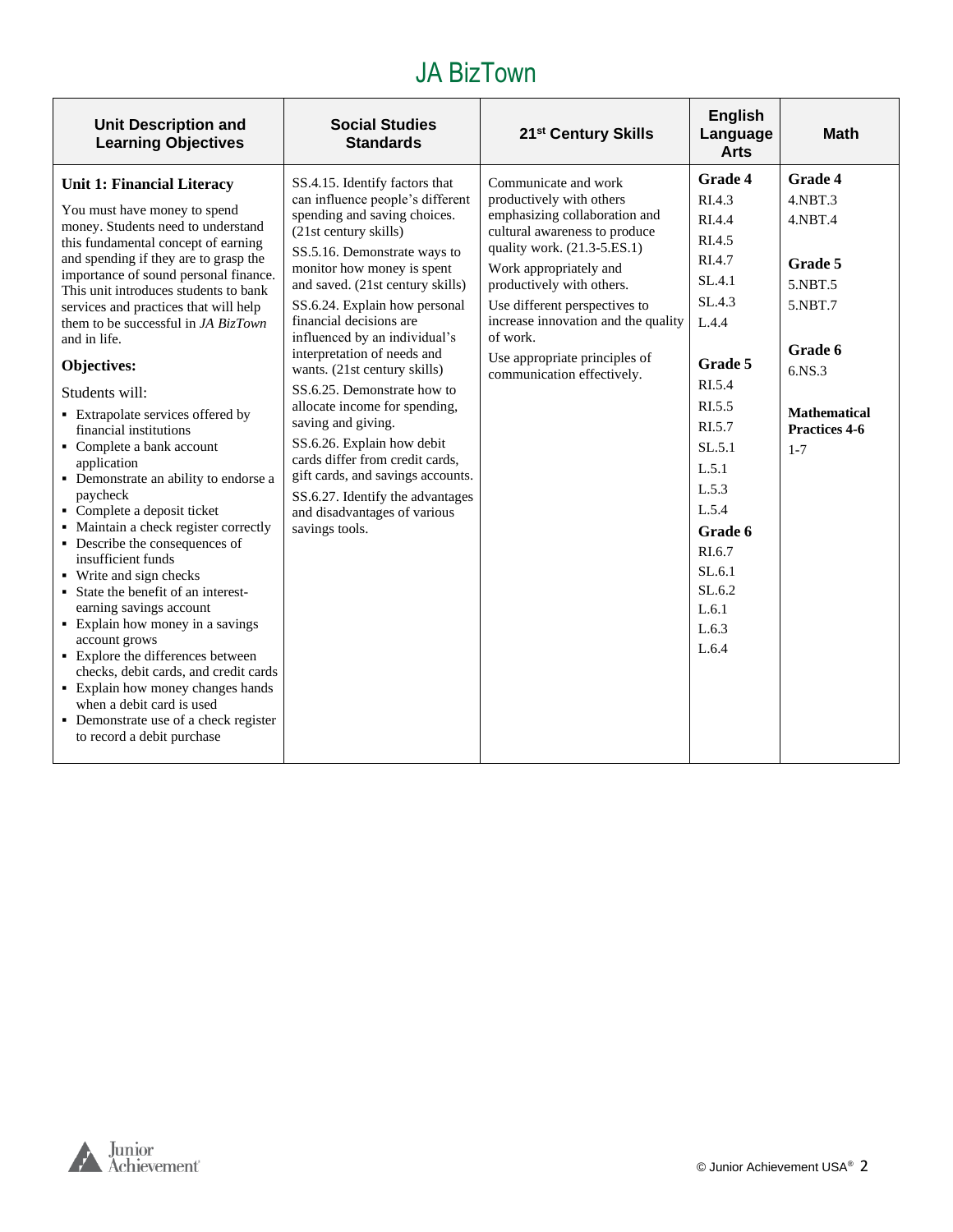# JA BizTown

| Unit Description and Learning Objectives | Social Studies Standards | 21st Century Skills | English Language Arts | Math |
|---|---|---|---|---|
| **Unit 1: Financial Literacy**<br><br>You must have money to spend money. Students need to understand this fundamental concept of earning and spending if they are to grasp the importance of sound personal finance. This unit introduces students to bank services and practices that will help them to be successful in *JA BizTown* and in life.<br><br>**Objectives:**<br><br>Students will:<br>▪ Extrapolate services offered by financial institutions<br>▪ Complete a bank account application<br>▪ Demonstrate an ability to endorse a paycheck<br>▪ Complete a deposit ticket<br>▪ Maintain a check register correctly<br>▪ Describe the consequences of insufficient funds<br>▪ Write and sign checks<br>▪ State the benefit of an interest-earning savings account<br>▪ Explain how money in a savings account grows<br>▪ Explore the differences between checks, debit cards, and credit cards<br>▪ Explain how money changes hands when a debit card is used<br>▪ Demonstrate use of a check register to record a debit purchase | SS.4.15. Identify factors that can influence people's different spending and saving choices. (21st century skills)<br><br>SS.5.16. Demonstrate ways to monitor how money is spent and saved. (21st century skills)<br><br>SS.6.24. Explain how personal financial decisions are influenced by an individual's interpretation of needs and wants. (21st century skills)<br><br>SS.6.25. Demonstrate how to allocate income for spending, saving and giving.<br><br>SS.6.26. Explain how debit cards differ from credit cards, gift cards, and savings accounts.<br><br>SS.6.27. Identify the advantages and disadvantages of various savings tools. | Communicate and work productively with others emphasizing collaboration and cultural awareness to produce quality work. (21.3-5.ES.1)<br><br>Work appropriately and productively with others.<br><br>Use different perspectives to increase innovation and the quality of work.<br><br>Use appropriate principles of communication effectively. | **Grade 4**<br>RI.4.3<br>RI.4.4<br>RI.4.5<br>RI.4.7<br>SL.4.1<br>SL.4.3<br>L.4.4<br><br>**Grade 5**<br>RI.5.4<br>RI.5.5<br>RI.5.7<br>SL.5.1<br>L.5.1<br>L.5.3<br>L.5.4<br>**Grade 6**<br>RI.6.7<br>SL.6.1<br>SL.6.2<br>L.6.1<br>L.6.3<br>L.6.4 | **Grade 4**<br>4.NBT.3<br>4.NBT.4<br><br>**Grade 5**<br>5.NBT.5<br>5.NBT.7<br><br>**Grade 6**<br>6.NS.3<br><br>**Mathematical Practices 4-6**<br>1-7 |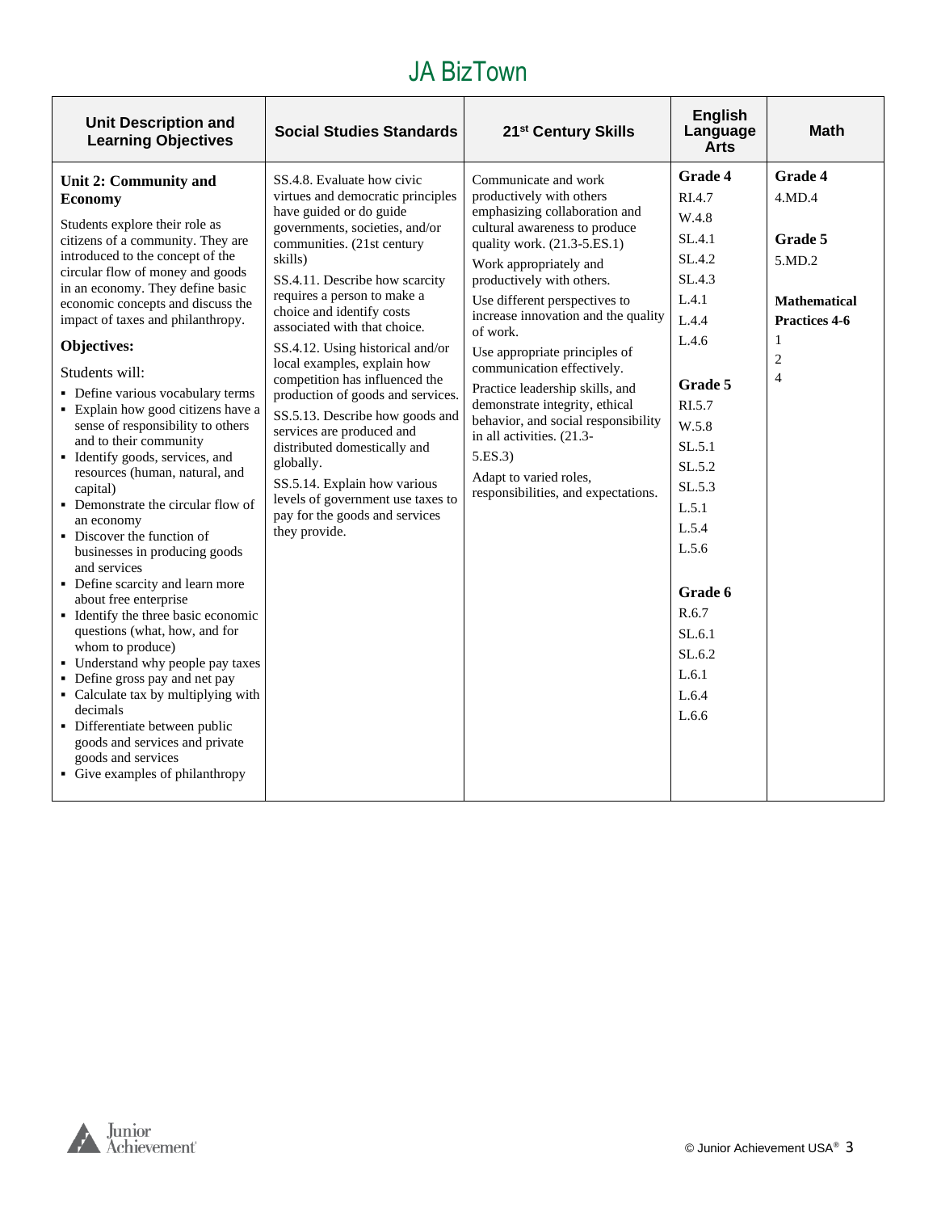# JA BizTown

| Unit Description and Learning Objectives | Social Studies Standards | 21st Century Skills | English Language Arts | Math |
|---|---|---|---|---|
| **Unit 2: Community and Economy**<br><br>Students explore their role as citizens of a community. They are introduced to the concept of the circular flow of money and goods in an economy. They define basic economic concepts and discuss the impact of taxes and philanthropy.<br><br>**Objectives:**<br><br>Students will:<br>▪ Define various vocabulary terms<br>▪ Explain how good citizens have a sense of responsibility to others and to their community<br>▪ Identify goods, services, and resources (human, natural, and capital)<br>▪ Demonstrate the circular flow of an economy<br>▪ Discover the function of businesses in producing goods and services<br>▪ Define scarcity and learn more about free enterprise<br>▪ Identify the three basic economic questions (what, how, and for whom to produce)<br>▪ Understand why people pay taxes<br>▪ Define gross pay and net pay<br>▪ Calculate tax by multiplying with decimals<br>▪ Differentiate between public goods and services and private goods and services<br>▪ Give examples of philanthropy | SS.4.8. Evaluate how civic virtues and democratic principles have guided or do guide governments, societies, and/or communities. (21st century skills)<br><br>SS.4.11. Describe how scarcity requires a person to make a choice and identify costs associated with that choice.<br><br>SS.4.12. Using historical and/or local examples, explain how competition has influenced the production of goods and services.<br><br>SS.5.13. Describe how goods and services are produced and distributed domestically and globally.<br><br>SS.5.14. Explain how various levels of government use taxes to pay for the goods and services they provide. | Communicate and work productively with others emphasizing collaboration and cultural awareness to produce quality work. (21.3-5.ES.1)<br><br>Work appropriately and productively with others.<br><br>Use different perspectives to increase innovation and the quality of work.<br><br>Use appropriate principles of communication effectively.<br><br>Practice leadership skills, and demonstrate integrity, ethical behavior, and social responsibility in all activities. (21.3-5.ES.3)<br><br>Adapt to varied roles, responsibilities, and expectations. | **Grade 4**<br>RI.4.7<br>W.4.8<br>SL.4.1<br>SL.4.2<br>SL.4.3<br>L.4.1<br>L.4.4<br>L.4.6<br><br>**Grade 5**<br>RI.5.7<br>W.5.8<br>SL.5.1<br>SL.5.2<br>SL.5.3<br>L.5.1<br>L.5.4<br>L.5.6<br><br>**Grade 6**<br>R.6.7<br>SL.6.1<br>SL.6.2<br>L.6.1<br>L.6.4<br>L.6.6 | **Grade 4**<br>4.MD.4<br><br>**Grade 5**<br>5.MD.2<br><br>**Mathematical Practices 4-6**<br>1<br>2<br>4 |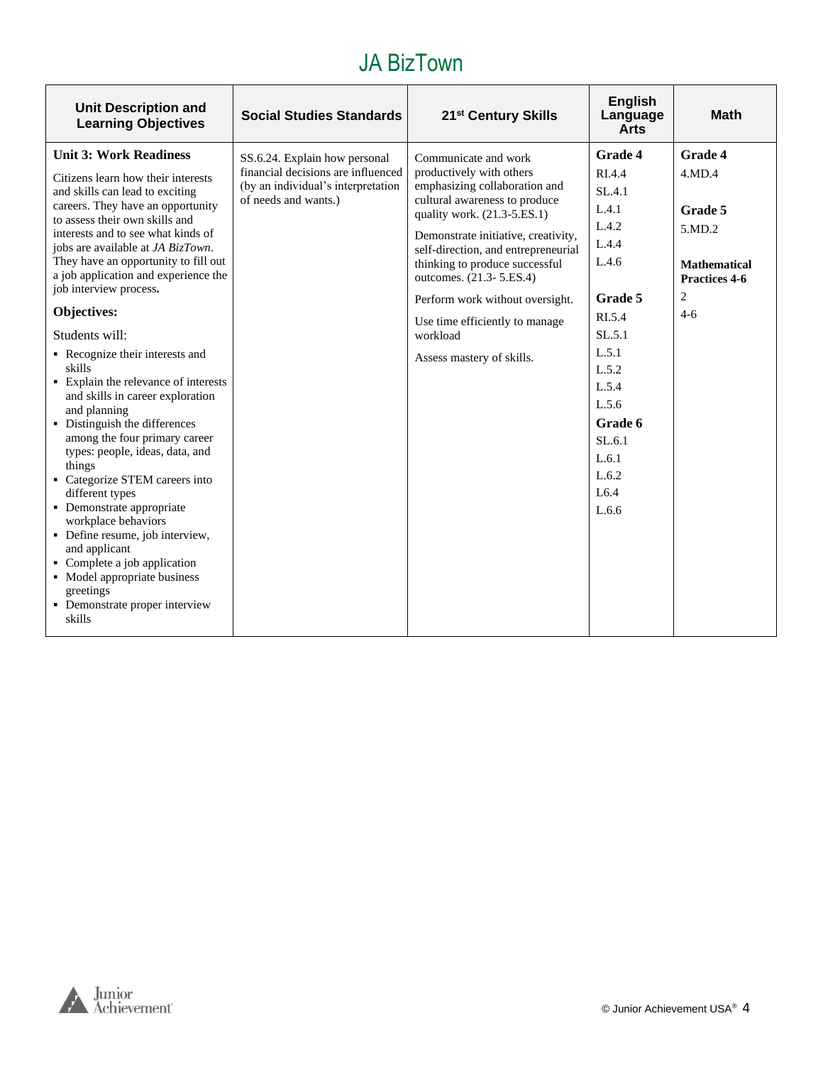# JA BizTown

| Unit Description and Learning Objectives | Social Studies Standards | 21st Century Skills | English Language Arts | Math |
|---|---|---|---|---|
| **Unit 3: Work Readiness**<br><br>Citizens learn how their interests and skills can lead to exciting careers. They have an opportunity to assess their own skills and interests and to see what kinds of jobs are available at *JA BizTown*. They have an opportunity to fill out a job application and experience the job interview process.<br><br>**Objectives:**<br><br>Students will:<br>▪ Recognize their interests and skills<br>▪ Explain the relevance of interests and skills in career exploration and planning<br>▪ Distinguish the differences among the four primary career types: people, ideas, data, and things<br>▪ Categorize STEM careers into different types<br>▪ Demonstrate appropriate workplace behaviors<br>▪ Define resume, job interview, and applicant<br>▪ Complete a job application<br>▪ Model appropriate business greetings<br>▪ Demonstrate proper interview skills | SS.6.24. Explain how personal financial decisions are influenced (by an individual's interpretation of needs and wants.) | Communicate and work productively with others emphasizing collaboration and cultural awareness to produce quality work. (21.3-5.ES.1)<br><br>Demonstrate initiative, creativity, self-direction, and entrepreneurial thinking to produce successful outcomes. (21.3- 5.ES.4)<br><br>Perform work without oversight.<br><br>Use time efficiently to manage workload<br><br>Assess mastery of skills. | **Grade 4**<br>RI.4.4<br>SL.4.1<br>L.4.1<br>L.4.2<br>L.4.4<br>L.4.6<br><br>**Grade 5**<br>RI.5.4<br>SL.5.1<br>L.5.1<br>L.5.2<br>L.5.4<br>L.5.6<br>**Grade 6**<br>SL.6.1<br>L.6.1<br>L.6.2<br>L6.4<br>L.6.6 | **Grade 4**<br>4.MD.4<br><br>**Grade 5**<br>5.MD.2<br><br>**Mathematical Practices 4-6**<br>2<br>4-6 |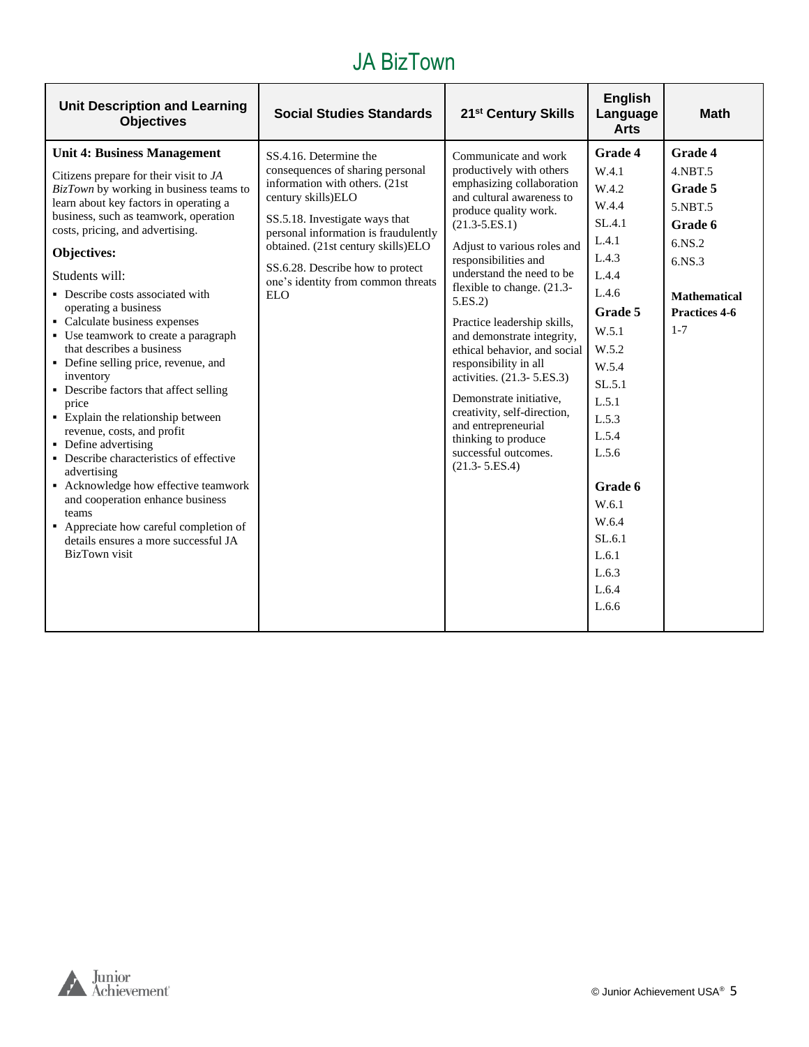# JA BizTown

| Unit Description and Learning Objectives | Social Studies Standards | 21st Century Skills | English Language Arts | Math |
|---|---|---|---|---|
| **Unit 4: Business Management**<br><br>Citizens prepare for their visit to *JA BizTown* by working in business teams to learn about key factors in operating a business, such as teamwork, operation costs, pricing, and advertising.<br><br>**Objectives:**<br><br>Students will:<br>▪ Describe costs associated with operating a business<br>▪ Calculate business expenses<br>▪ Use teamwork to create a paragraph that describes a business<br>▪ Define selling price, revenue, and inventory<br>▪ Describe factors that affect selling price<br>▪ Explain the relationship between revenue, costs, and profit<br>▪ Define advertising<br>▪ Describe characteristics of effective advertising<br>▪ Acknowledge how effective teamwork and cooperation enhance business teams<br>▪ Appreciate how careful completion of details ensures a more successful JA BizTown visit | SS.4.16. Determine the consequences of sharing personal information with others. (21st century skills)ELO<br><br>SS.5.18. Investigate ways that personal information is fraudulently obtained. (21st century skills)ELO<br><br>SS.6.28. Describe how to protect one's identity from common threats ELO | Communicate and work productively with others emphasizing collaboration and cultural awareness to produce quality work. (21.3-5.ES.1)<br><br>Adjust to various roles and responsibilities and understand the need to be flexible to change. (21.3-5.ES.2)<br><br>Practice leadership skills, and demonstrate integrity, ethical behavior, and social responsibility in all activities. (21.3- 5.ES.3)<br><br>Demonstrate initiative, creativity, self-direction, and entrepreneurial thinking to produce successful outcomes. (21.3- 5.ES.4) | **Grade 4**<br>W.4.1<br>W.4.2<br>W.4.4<br>SL.4.1<br>L.4.1<br>L.4.3<br>L.4.4<br>L.4.6<br>**Grade 5**<br>W.5.1<br>W.5.2<br>W.5.4<br>SL.5.1<br>L.5.1<br>L.5.3<br>L.5.4<br>L.5.6<br><br>**Grade 6**<br>W.6.1<br>W.6.4<br>SL.6.1<br>L.6.1<br>L.6.3<br>L.6.4<br>L.6.6 | **Grade 4**<br>4.NBT.5<br>**Grade 5**<br>5.NBT.5<br>**Grade 6**<br>6.NS.2<br>6.NS.3<br><br>**Mathematical Practices 4-6**<br>1-7 |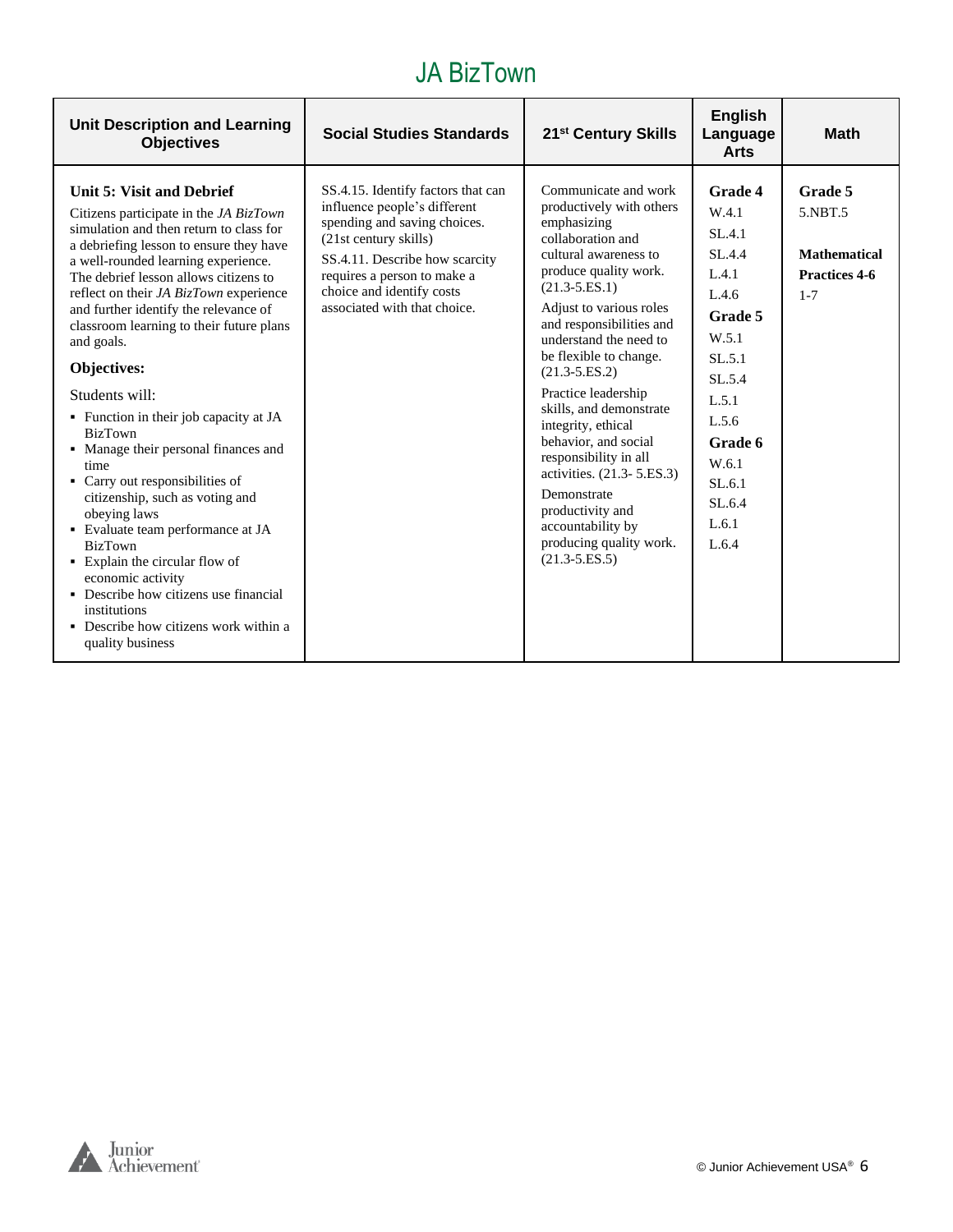# JA BizTown

| Unit Description and Learning Objectives | Social Studies Standards | 21st Century Skills | English Language Arts | Math |
|---|---|---|---|---|
| **Unit 5: Visit and Debrief**<br>Citizens participate in the *JA BizTown* simulation and then return to class for a debriefing lesson to ensure they have a well-rounded learning experience. The debrief lesson allows citizens to reflect on their *JA BizTown* experience and further identify the relevance of classroom learning to their future plans and goals.<br>**Objectives:**<br>Students will:<br>▪ Function in their job capacity at JA BizTown<br>▪ Manage their personal finances and time<br>▪ Carry out responsibilities of citizenship, such as voting and obeying laws<br>▪ Evaluate team performance at JA BizTown<br>▪ Explain the circular flow of economic activity<br>▪ Describe how citizens use financial institutions<br>▪ Describe how citizens work within a quality business | SS.4.15. Identify factors that can influence people's different spending and saving choices. (21st century skills)<br>SS.4.11. Describe how scarcity requires a person to make a choice and identify costs associated with that choice. | Communicate and work productively with others emphasizing collaboration and cultural awareness to produce quality work. (21.3-5.ES.1)<br>Adjust to various roles and responsibilities and understand the need to be flexible to change. (21.3-5.ES.2)<br>Practice leadership skills, and demonstrate integrity, ethical behavior, and social responsibility in all activities. (21.3- 5.ES.3)<br>Demonstrate productivity and accountability by producing quality work. (21.3-5.ES.5) | **Grade 4**<br>W.4.1<br>SL.4.1<br>SL.4.4<br>L.4.1<br>L.4.6<br>**Grade 5**<br>W.5.1<br>SL.5.1<br>SL.5.4<br>L.5.1<br>L.5.6<br>**Grade 6**<br>W.6.1<br>SL.6.1<br>SL.6.4<br>L.6.1<br>L.6.4 | **Grade 5**<br>5.NBT.5<br><br>**Mathematical Practices 4-6**<br>1-7 |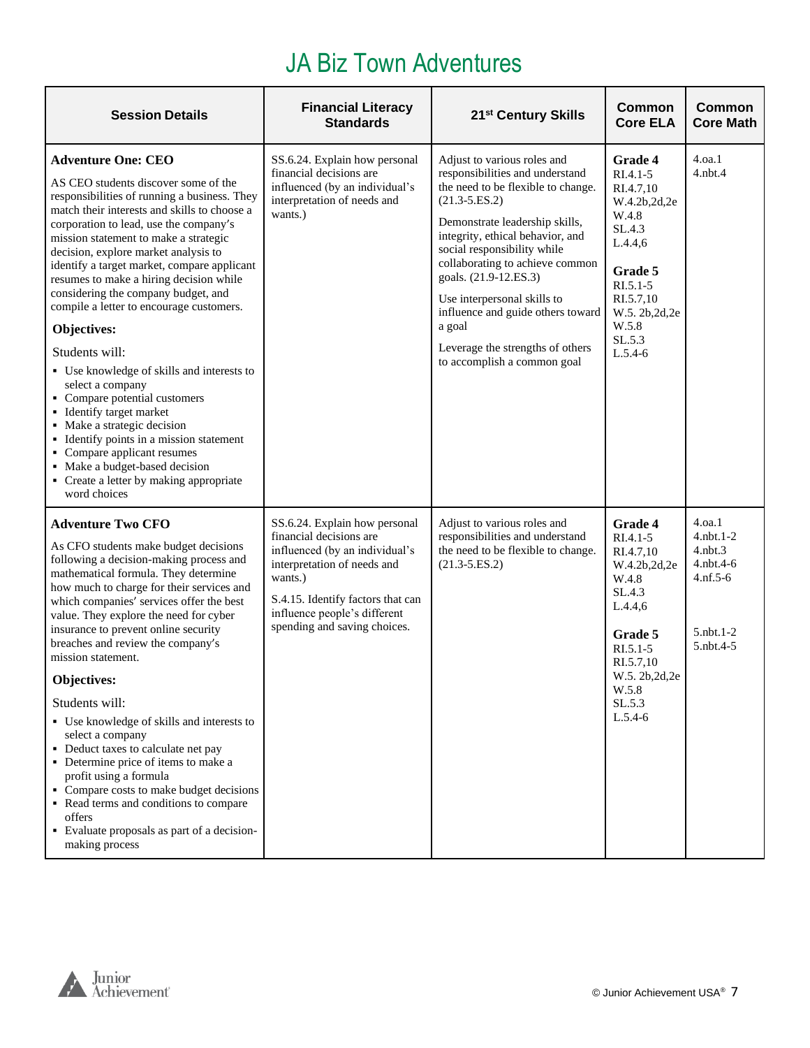# JA Biz Town Adventures

| Session Details | Financial Literacy Standards | 21st Century Skills | Common Core ELA | Common Core Math |
|---|---|---|---|---|
| **Adventure One: CEO**<br><br>AS CEO students discover some of the responsibilities of running a business. They match their interests and skills to choose a corporation to lead, use the company's mission statement to make a strategic decision, explore market analysis to identify a target market, compare applicant resumes to make a hiring decision while considering the company budget, and compile a letter to encourage customers.<br><br>**Objectives:**<br><br>Students will:<br>▪ Use knowledge of skills and interests to select a company<br>▪ Compare potential customers<br>▪ Identify target market<br>▪ Make a strategic decision<br>▪ Identify points in a mission statement<br>▪ Compare applicant resumes<br>▪ Make a budget-based decision<br>▪ Create a letter by making appropriate word choices | SS.6.24. Explain how personal financial decisions are influenced (by an individual's interpretation of needs and wants.) | Adjust to various roles and responsibilities and understand the need to be flexible to change. (21.3-5.ES.2)<br><br>Demonstrate leadership skills, integrity, ethical behavior, and social responsibility while collaborating to achieve common goals. (21.9-12.ES.3)<br><br>Use interpersonal skills to influence and guide others toward a goal<br><br>Leverage the strengths of others to accomplish a common goal | **Grade 4**<br>RI.4.1-5<br>RI.4.7,10<br>W.4.2b,2d,2e<br>W.4.8<br>SL.4.3<br>L.4.4,6<br><br>**Grade 5**<br>RI.5.1-5<br>RI.5.7,10<br>W.5. 2b,2d,2e<br>W.5.8<br>SL.5.3<br>L.5.4-6 | 4.oa.1<br>4.nbt.4 |
| **Adventure Two CFO**<br><br>As CFO students make budget decisions following a decision-making process and mathematical formula. They determine how much to charge for their services and which companies' services offer the best value. They explore the need for cyber insurance to prevent online security breaches and review the company's mission statement.<br><br>**Objectives:**<br><br>Students will:<br>▪ Use knowledge of skills and interests to select a company<br>▪ Deduct taxes to calculate net pay<br>▪ Determine price of items to make a profit using a formula<br>▪ Compare costs to make budget decisions<br>▪ Read terms and conditions to compare offers<br>▪ Evaluate proposals as part of a decision-making process | SS.6.24. Explain how personal financial decisions are influenced (by an individual's interpretation of needs and wants.)<br><br>S.4.15. Identify factors that can influence people's different spending and saving choices. | Adjust to various roles and responsibilities and understand the need to be flexible to change. (21.3-5.ES.2) | **Grade 4**<br>RI.4.1-5<br>RI.4.7,10<br>W.4.2b,2d,2e<br>W.4.8<br>SL.4.3<br>L.4.4,6<br><br>**Grade 5**<br>RI.5.1-5<br>RI.5.7,10<br>W.5. 2b,2d,2e<br>W.5.8<br>SL.5.3<br>L.5.4-6 | 4.oa.1<br>4.nbt.1-2<br>4.nbt.3<br>4.nbt.4-6<br>4.nf.5-6<br><br>5.nbt.1-2<br>5.nbt.4-5 |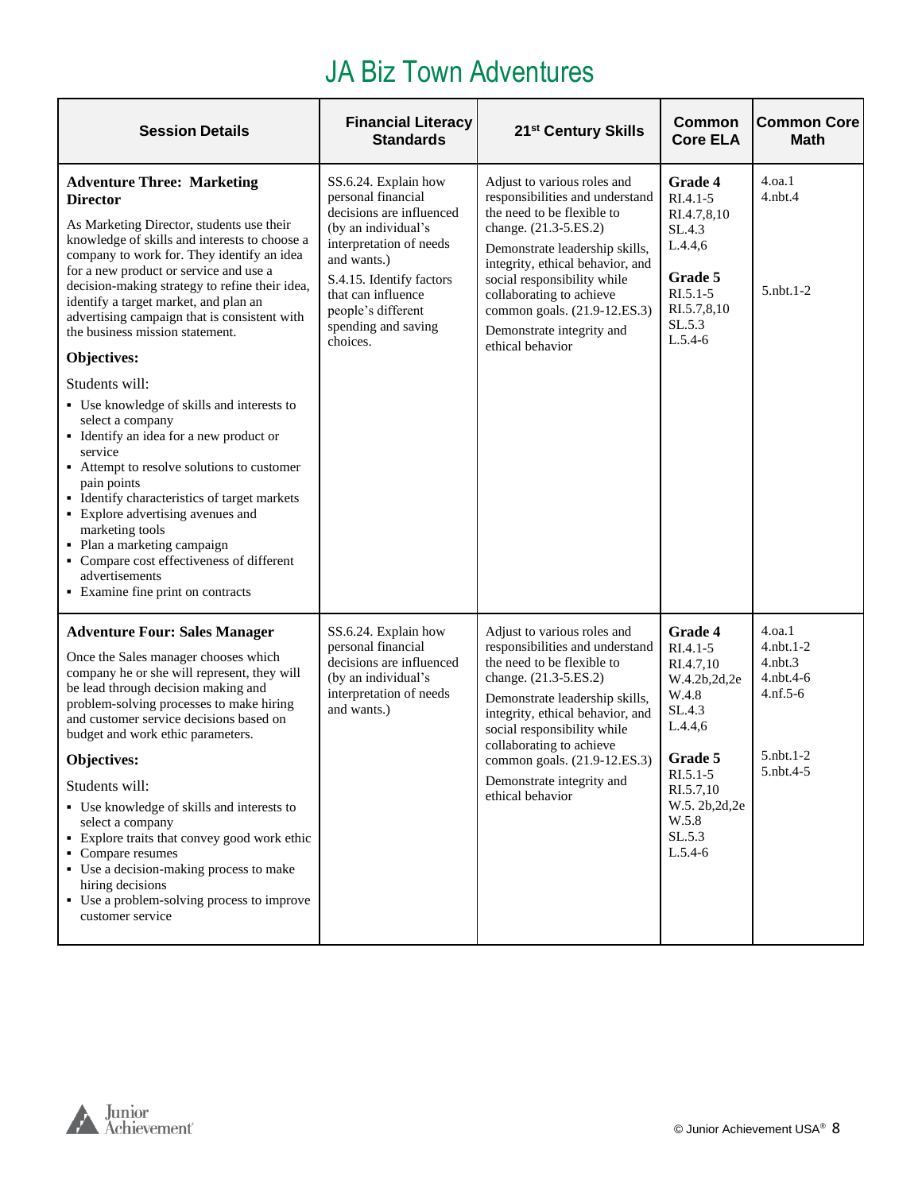# JA Biz Town Adventures

| Session Details | Financial Literacy Standards | 21st Century Skills | Common Core ELA | Common Core Math |
|---|---|---|---|---|
| **Adventure Three: Marketing Director**<br><br>As Marketing Director, students use their knowledge of skills and interests to choose a company to work for. They identify an idea for a new product or service and use a decision-making strategy to refine their idea, identify a target market, and plan an advertising campaign that is consistent with the business mission statement.<br><br>**Objectives:**<br><br>Students will:<br>▪ Use knowledge of skills and interests to select a company<br>▪ Identify an idea for a new product or service<br>▪ Attempt to resolve solutions to customer pain points<br>▪ Identify characteristics of target markets<br>▪ Explore advertising avenues and marketing tools<br>▪ Plan a marketing campaign<br>▪ Compare cost effectiveness of different advertisements<br>▪ Examine fine print on contracts | SS.6.24. Explain how personal financial decisions are influenced (by an individual's interpretation of needs and wants.)<br><br>S.4.15. Identify factors that can influence people's different spending and saving choices. | Adjust to various roles and responsibilities and understand the need to be flexible to change. (21.3-5.ES.2)<br><br>Demonstrate leadership skills, integrity, ethical behavior, and social responsibility while collaborating to achieve common goals. (21.9-12.ES.3)<br><br>Demonstrate integrity and ethical behavior | **Grade 4**<br>RI.4.1-5<br>RI.4.7,8,10<br>SL.4.3<br>L.4.4,6<br><br>**Grade 5**<br>RI.5.1-5<br>RI.5.7,8,10<br>SL.5.3<br>L.5.4-6 | 4.oa.1<br>4.nbt.4<br><br>5.nbt.1-2 |
| **Adventure Four: Sales Manager**<br><br>Once the Sales manager chooses which company he or she will represent, they will be lead through decision making and problem-solving processes to make hiring and customer service decisions based on budget and work ethic parameters.<br><br>**Objectives:**<br><br>Students will:<br>▪ Use knowledge of skills and interests to select a company<br>▪ Explore traits that convey good work ethic<br>▪ Compare resumes<br>▪ Use a decision-making process to make hiring decisions<br>▪ Use a problem-solving process to improve customer service | SS.6.24. Explain how personal financial decisions are influenced (by an individual's interpretation of needs and wants.) | Adjust to various roles and responsibilities and understand the need to be flexible to change. (21.3-5.ES.2)<br><br>Demonstrate leadership skills, integrity, ethical behavior, and social responsibility while collaborating to achieve common goals. (21.9-12.ES.3)<br><br>Demonstrate integrity and ethical behavior | **Grade 4**<br>RI.4.1-5<br>RI.4.7,10<br>W.4.2b,2d,2e<br>W.4.8<br>SL.4.3<br>L.4.4,6<br><br>**Grade 5**<br>RI.5.1-5<br>RI.5.7,10<br>W.5. 2b,2d,2e<br>W.5.8<br>SL.5.3<br>L.5.4-6 | 4.oa.1<br>4.nbt.1-2<br>4.nbt.3<br>4.nbt.4-6<br>4.nf.5-6<br><br>5.nbt.1-2<br>5.nbt.4-5 |

© Junior Achievement USA®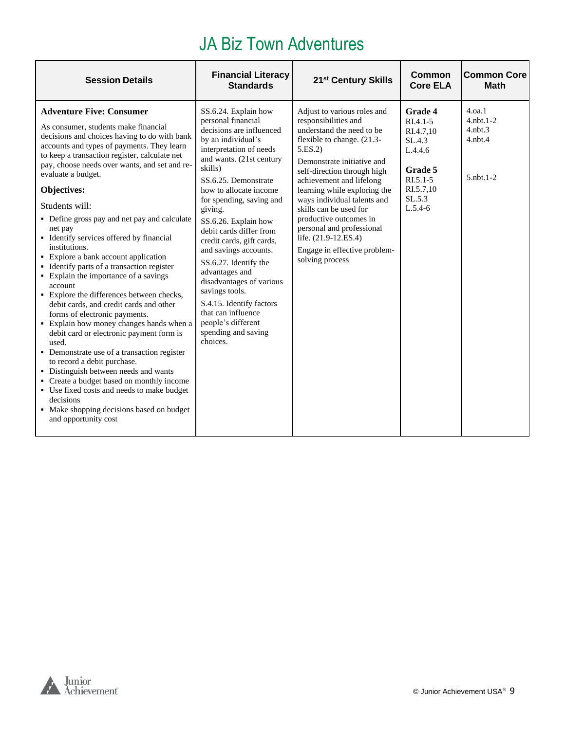# JA Biz Town Adventures

| Session Details | Financial Literacy Standards | 21st Century Skills | Common Core ELA | Common Core Math |
|---|---|---|---|---|
| **Adventure Five: Consumer**<br><br>As consumer, students make financial decisions and choices having to do with bank accounts and types of payments. They learn to keep a transaction register, calculate net pay, choose needs over wants, and set and re-evaluate a budget.<br><br>**Objectives:**<br><br>Students will:<br>▪ Define gross pay and net pay and calculate net pay<br>▪ Identify services offered by financial institutions.<br>▪ Explore a bank account application<br>▪ Identify parts of a transaction register<br>▪ Explain the importance of a savings account<br>▪ Explore the differences between checks, debit cards, and credit cards and other forms of electronic payments.<br>▪ Explain how money changes hands when a debit card or electronic payment form is used.<br>▪ Demonstrate use of a transaction register to record a debit purchase.<br>▪ Distinguish between needs and wants<br>▪ Create a budget based on monthly income<br>▪ Use fixed costs and needs to make budget decisions<br>▪ Make shopping decisions based on budget and opportunity cost | SS.6.24. Explain how personal financial decisions are influenced by an individual's interpretation of needs and wants. (21st century skills)<br><br>SS.6.25. Demonstrate how to allocate income for spending, saving and giving.<br><br>SS.6.26. Explain how debit cards differ from credit cards, gift cards, and savings accounts.<br><br>SS.6.27. Identify the advantages and disadvantages of various savings tools.<br><br>S.4.15. Identify factors that can influence people's different spending and saving choices. | Adjust to various roles and responsibilities and understand the need to be flexible to change. (21.3-5.ES.2)<br><br>Demonstrate initiative and self-direction through high achievement and lifelong learning while exploring the ways individual talents and skills can be used for productive outcomes in personal and professional life. (21.9-12.ES.4)<br><br>Engage in effective problem-solving process | **Grade 4**<br>RI.4.1-5<br>RI.4.7,10<br>SL.4.3<br>L.4.4,6<br><br>**Grade 5**<br>RI.5.1-5<br>RI.5.7,10<br>SL.5.3<br>L.5.4-6 | 4.oa.1<br>4.nbt.1-2<br>4.nbt.3<br>4.nbt.4<br><br>5.nbt.1-2 |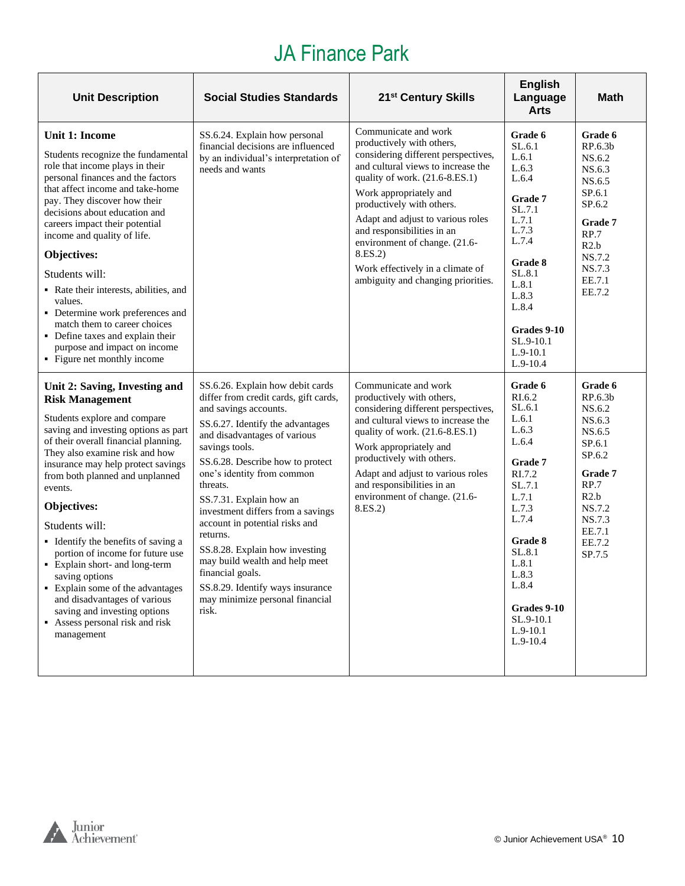# JA Finance Park

| Unit Description | Social Studies Standards | 21st Century Skills | English Language Arts | Math |
|---|---|---|---|---|
| **Unit 1: Income**<br><br>Students recognize the fundamental role that income plays in their personal finances and the factors that affect income and take-home pay. They discover how their decisions about education and careers impact their potential income and quality of life.<br><br>**Objectives:**<br><br>Students will:<br>▪ Rate their interests, abilities, and values.<br>▪ Determine work preferences and match them to career choices<br>▪ Define taxes and explain their purpose and impact on income<br>▪ Figure net monthly income | SS.6.24. Explain how personal financial decisions are influenced by an individual's interpretation of needs and wants | Communicate and work productively with others, considering different perspectives, and cultural views to increase the quality of work. (21.6-8.ES.1)<br><br>Work appropriately and productively with others.<br><br>Adapt and adjust to various roles and responsibilities in an environment of change. (21.6-8.ES.2)<br><br>Work effectively in a climate of ambiguity and changing priorities. | **Grade 6**<br>SL.6.1<br>L.6.1<br>L.6.3<br>L.6.4<br><br>**Grade 7**<br>SL.7.1<br>L.7.1<br>L.7.3<br>L.7.4<br><br>**Grade 8**<br>SL.8.1<br>L.8.1<br>L.8.3<br>L.8.4<br><br>**Grades 9-10**<br>SL.9-10.1<br>L.9-10.1<br>L.9-10.4 | **Grade 6**<br>RP.6.3b<br>NS.6.2<br>NS.6.3<br>NS.6.5<br>SP.6.1<br>SP.6.2<br><br>**Grade 7**<br>RP.7<br>R2.b<br>NS.7.2<br>NS.7.3<br>EE.7.1<br>EE.7.2 |
| **Unit 2: Saving, Investing and Risk Management**<br><br>Students explore and compare saving and investing options as part of their overall financial planning. They also examine risk and how insurance may help protect savings from both planned and unplanned events.<br><br>**Objectives:**<br><br>Students will:<br>▪ Identify the benefits of saving a portion of income for future use<br>▪ Explain short- and long-term saving options<br>▪ Explain some of the advantages and disadvantages of various saving and investing options<br>▪ Assess personal risk and risk management | SS.6.26. Explain how debit cards differ from credit cards, gift cards, and savings accounts.<br><br>SS.6.27. Identify the advantages and disadvantages of various savings tools.<br><br>SS.6.28. Describe how to protect one's identity from common threats.<br><br>SS.7.31. Explain how an investment differs from a savings account in potential risks and returns.<br><br>SS.8.28. Explain how investing may build wealth and help meet financial goals.<br><br>SS.8.29. Identify ways insurance may minimize personal financial risk. | Communicate and work productively with others, considering different perspectives, and cultural views to increase the quality of work. (21.6-8.ES.1)<br><br>Work appropriately and productively with others.<br><br>Adapt and adjust to various roles and responsibilities in an environment of change. (21.6-8.ES.2) | **Grade 6**<br>RI.6.2<br>SL.6.1<br>L.6.1<br>L.6.3<br>L.6.4<br><br>**Grade 7**<br>RI.7.2<br>SL.7.1<br>L.7.1<br>L.7.3<br>L.7.4<br><br>**Grade 8**<br>SL.8.1<br>L.8.1<br>L.8.3<br>L.8.4<br><br>**Grades 9-10**<br>SL.9-10.1<br>L.9-10.1<br>L.9-10.4 | **Grade 6**<br>RP.6.3b<br>NS.6.2<br>NS.6.3<br>NS.6.5<br>SP.6.1<br>SP.6.2<br><br>**Grade 7**<br>RP.7<br>R2.b<br>NS.7.2<br>NS.7.3<br>EE.7.1<br>EE.7.2<br>SP.7.5 |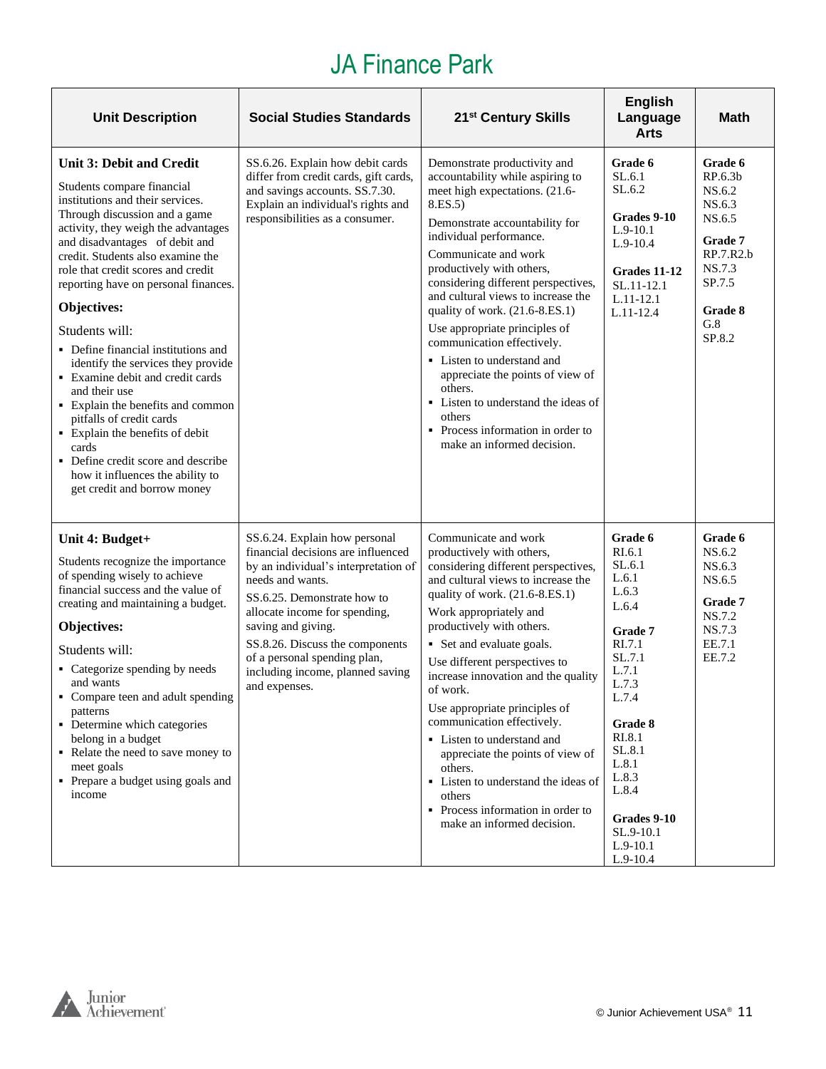# JA Finance Park

| Unit Description | Social Studies Standards | 21st Century Skills | English Language Arts | Math |
|---|---|---|---|---|
| **Unit 3: Debit and Credit**<br><br>Students compare financial institutions and their services. Through discussion and a game activity, they weigh the advantages and disadvantages of debit and credit. Students also examine the role that credit scores and credit reporting have on personal finances.<br><br>**Objectives:**<br><br>Students will:<br>▪ Define financial institutions and identify the services they provide<br>▪ Examine debit and credit cards and their use<br>▪ Explain the benefits and common pitfalls of credit cards<br>▪ Explain the benefits of debit cards<br>▪ Define credit score and describe how it influences the ability to get credit and borrow money | SS.6.26. Explain how debit cards differ from credit cards, gift cards, and savings accounts. SS.7.30. Explain an individual's rights and responsibilities as a consumer. | Demonstrate productivity and accountability while aspiring to meet high expectations. (21.6-8.ES.5)<br><br>Demonstrate accountability for individual performance.<br><br>Communicate and work productively with others, considering different perspectives, and cultural views to increase the quality of work. (21.6-8.ES.1)<br><br>Use appropriate principles of communication effectively.<br>▪ Listen to understand and appreciate the points of view of others.<br>▪ Listen to understand the ideas of others<br>▪ Process information in order to make an informed decision. | **Grade 6**<br>SL.6.1<br>SL.6.2<br><br>**Grades 9-10**<br>L.9-10.1<br>L.9-10.4<br><br>**Grades 11-12**<br>SL.11-12.1<br>L.11-12.1<br>L.11-12.4 | **Grade 6**<br>RP.6.3b<br>NS.6.2<br>NS.6.3<br>NS.6.5<br><br>**Grade 7**<br>RP.7.R2.b<br>NS.7.3<br>SP.7.5<br><br>**Grade 8**<br>G.8<br>SP.8.2 |
| **Unit 4: Budget+**<br><br>Students recognize the importance of spending wisely to achieve financial success and the value of creating and maintaining a budget.<br><br>**Objectives:**<br><br>Students will:<br>▪ Categorize spending by needs and wants<br>▪ Compare teen and adult spending patterns<br>▪ Determine which categories belong in a budget<br>▪ Relate the need to save money to meet goals<br>▪ Prepare a budget using goals and income | SS.6.24. Explain how personal financial decisions are influenced by an individual's interpretation of needs and wants.<br><br>SS.6.25. Demonstrate how to allocate income for spending, saving and giving.<br><br>SS.8.26. Discuss the components of a personal spending plan, including income, planned saving and expenses. | Communicate and work productively with others, considering different perspectives, and cultural views to increase the quality of work. (21.6-8.ES.1)<br><br>Work appropriately and productively with others.<br>▪ Set and evaluate goals.<br><br>Use different perspectives to increase innovation and the quality of work.<br><br>Use appropriate principles of communication effectively.<br>▪ Listen to understand and appreciate the points of view of others.<br>▪ Listen to understand the ideas of others<br>▪ Process information in order to make an informed decision. | **Grade 6**<br>RI.6.1<br>SL.6.1<br>L.6.1<br>L.6.3<br>L.6.4<br><br>**Grade 7**<br>RI.7.1<br>SL.7.1<br>L.7.1<br>L.7.3<br>L.7.4<br><br>**Grade 8**<br>RI.8.1<br>SL.8.1<br>L.8.1<br>L.8.3<br>L.8.4<br><br>**Grades 9-10**<br>SL.9-10.1<br>L.9-10.1<br>L.9-10.4 | **Grade 6**<br>NS.6.2<br>NS.6.3<br>NS.6.5<br><br>**Grade 7**<br>NS.7.2<br>NS.7.3<br>EE.7.1<br>EE.7.2 |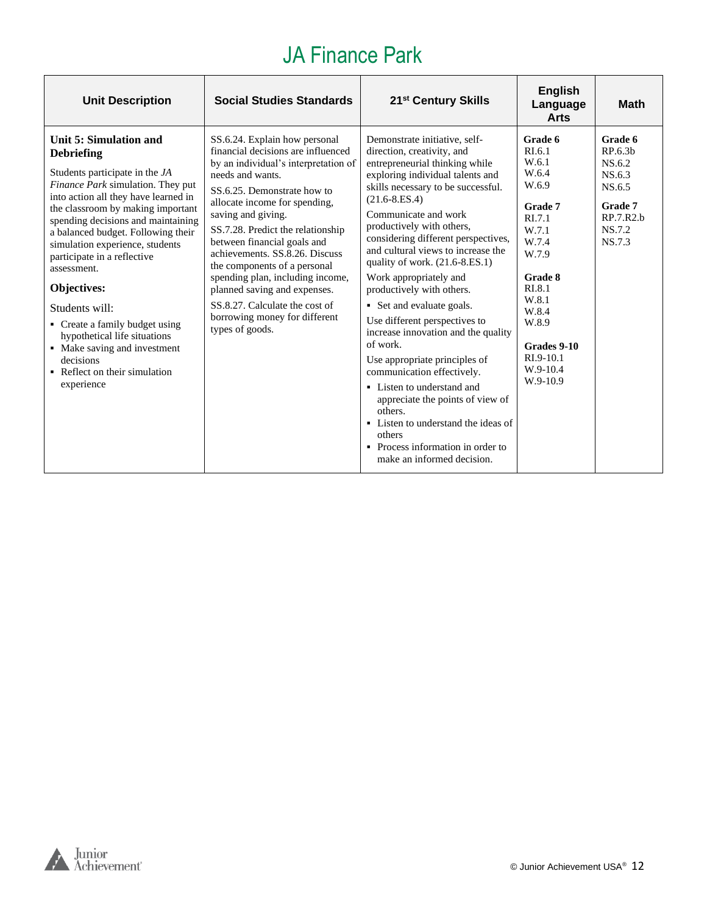# JA Finance Park

| Unit Description | Social Studies Standards | 21st Century Skills | English Language Arts | Math |
|---|---|---|---|---|
| **Unit 5: Simulation and Debriefing**<br><br>Students participate in the *JA Finance Park* simulation. They put into action all they have learned in the classroom by making important spending decisions and maintaining a balanced budget. Following their simulation experience, students participate in a reflective assessment.<br><br>**Objectives:**<br><br>Students will:<br>▪ Create a family budget using hypothetical life situations<br>▪ Make saving and investment decisions<br>▪ Reflect on their simulation experience | SS.6.24. Explain how personal financial decisions are influenced by an individual's interpretation of needs and wants.<br><br>SS.6.25. Demonstrate how to allocate income for spending, saving and giving.<br><br>SS.7.28. Predict the relationship between financial goals and achievements. SS.8.26. Discuss the components of a personal spending plan, including income, planned saving and expenses.<br><br>SS.8.27. Calculate the cost of borrowing money for different types of goods. | Demonstrate initiative, self-direction, creativity, and entrepreneurial thinking while exploring individual talents and skills necessary to be successful. (21.6-8.ES.4)<br><br>Communicate and work productively with others, considering different perspectives, and cultural views to increase the quality of work. (21.6-8.ES.1)<br><br>Work appropriately and productively with others.<br>▪ Set and evaluate goals.<br><br>Use different perspectives to increase innovation and the quality of work.<br><br>Use appropriate principles of communication effectively.<br>▪ Listen to understand and appreciate the points of view of others.<br>▪ Listen to understand the ideas of others<br>▪ Process information in order to make an informed decision. | **Grade 6**<br>RI.6.1<br>W.6.1<br>W.6.4<br>W.6.9<br><br>**Grade 7**<br>RI.7.1<br>W.7.1<br>W.7.4<br>W.7.9<br><br>**Grade 8**<br>RI.8.1<br>W.8.1<br>W.8.4<br>W.8.9<br><br>**Grades 9-10**<br>RI.9-10.1<br>W.9-10.4<br>W.9-10.9 | **Grade 6**<br>RP.6.3b<br>NS.6.2<br>NS.6.3<br>NS.6.5<br><br>**Grade 7**<br>RP.7.R2.b<br>NS.7.2<br>NS.7.3 |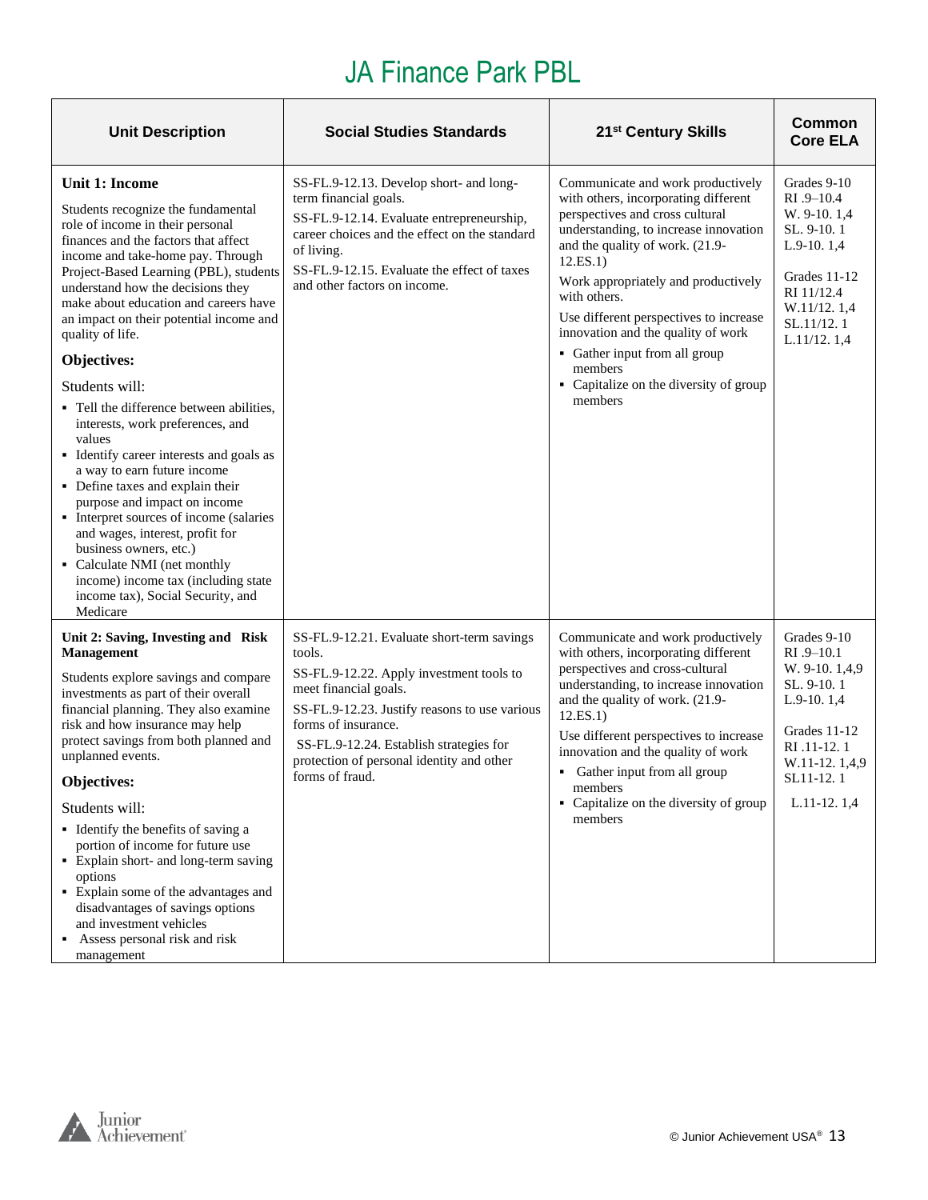# JA Finance Park PBL

| Unit Description | Social Studies Standards | 21st Century Skills | Common Core ELA |
|---|---|---|---|
| **Unit 1: Income**<br><br>Students recognize the fundamental role of income in their personal finances and the factors that affect income and take-home pay. Through Project-Based Learning (PBL), students understand how the decisions they make about education and careers have an impact on their potential income and quality of life.<br><br>**Objectives:**<br><br>Students will:<br>▪ Tell the difference between abilities, interests, work preferences, and values<br>▪ Identify career interests and goals as a way to earn future income<br>▪ Define taxes and explain their purpose and impact on income<br>▪ Interpret sources of income (salaries and wages, interest, profit for business owners, etc.)<br>▪ Calculate NMI (net monthly income) income tax (including state income tax), Social Security, and Medicare | SS-FL.9-12.13. Develop short- and long-term financial goals.<br>SS-FL.9-12.14. Evaluate entrepreneurship, career choices and the effect on the standard of living.<br>SS-FL.9-12.15. Evaluate the effect of taxes and other factors on income. | Communicate and work productively with others, incorporating different perspectives and cross cultural understanding, to increase innovation and the quality of work. (21.9-12.ES.1)<br>Work appropriately and productively with others.<br>Use different perspectives to increase innovation and the quality of work<br>▪ Gather input from all group members<br>▪ Capitalize on the diversity of group members | Grades 9-10<br>RI .9–10.4<br>W. 9-10. 1,4<br>SL. 9-10. 1<br>L.9-10. 1,4<br><br>Grades 11-12<br>RI 11/12.4<br>W.11/12. 1,4<br>SL.11/12. 1<br>L.11/12. 1,4 |
| **Unit 2: Saving, Investing and Risk Management**<br><br>Students explore savings and compare investments as part of their overall financial planning. They also examine risk and how insurance may help protect savings from both planned and unplanned events.<br><br>**Objectives:**<br><br>Students will:<br>▪ Identify the benefits of saving a portion of income for future use<br>▪ Explain short- and long-term saving options<br>▪ Explain some of the advantages and disadvantages of savings options and investment vehicles<br>▪ Assess personal risk and risk management | SS-FL.9-12.21. Evaluate short-term savings tools.<br>SS-FL.9-12.22. Apply investment tools to meet financial goals.<br>SS-FL.9-12.23. Justify reasons to use various forms of insurance.<br>SS-FL.9-12.24. Establish strategies for protection of personal identity and other forms of fraud. | Communicate and work productively with others, incorporating different perspectives and cross-cultural understanding, to increase innovation and the quality of work. (21.9-12.ES.1)<br>Use different perspectives to increase innovation and the quality of work<br>▪ Gather input from all group members<br>▪ Capitalize on the diversity of group members | Grades 9-10<br>RI .9–10.1<br>W. 9-10. 1,4,9<br>SL. 9-10. 1<br>L.9-10. 1,4<br><br>Grades 11-12<br>RI .11-12. 1<br>W.11-12. 1,4,9<br>SL11-12. 1<br>L.11-12. 1,4 |

© Junior Achievement USA®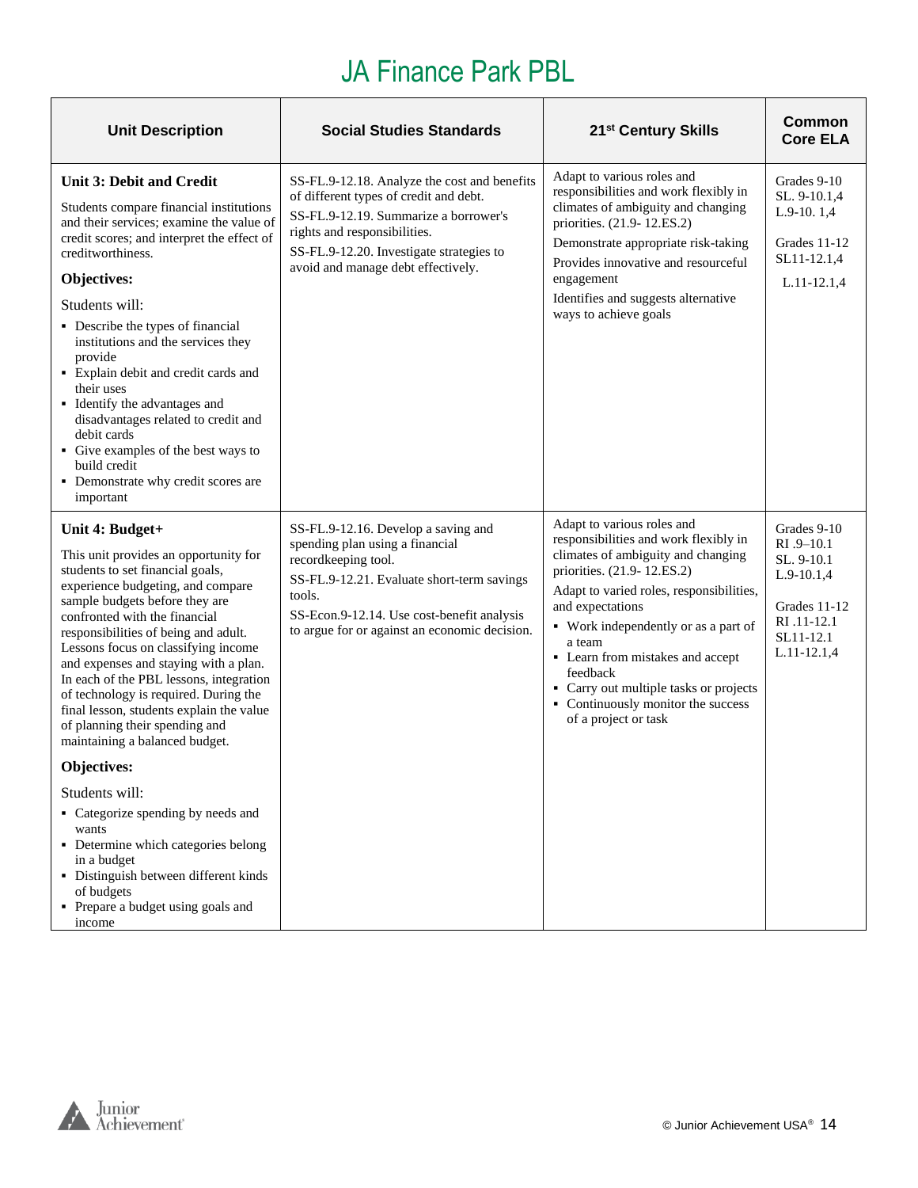# JA Finance Park PBL

| Unit Description | Social Studies Standards | 21st Century Skills | Common Core ELA |
|---|---|---|---|
| **Unit 3: Debit and Credit**<br><br>Students compare financial institutions and their services; examine the value of credit scores; and interpret the effect of creditworthiness.<br><br>**Objectives:**<br><br>Students will:<br>▪ Describe the types of financial institutions and the services they provide<br>▪ Explain debit and credit cards and their uses<br>▪ Identify the advantages and disadvantages related to credit and debit cards<br>▪ Give examples of the best ways to build credit<br>▪ Demonstrate why credit scores are important | SS-FL.9-12.18. Analyze the cost and benefits of different types of credit and debt.<br><br>SS-FL.9-12.19. Summarize a borrower's rights and responsibilities.<br><br>SS-FL.9-12.20. Investigate strategies to avoid and manage debt effectively. | Adapt to various roles and responsibilities and work flexibly in climates of ambiguity and changing priorities. (21.9- 12.ES.2)<br><br>Demonstrate appropriate risk-taking<br><br>Provides innovative and resourceful engagement<br><br>Identifies and suggests alternative ways to achieve goals | Grades 9-10<br>SL. 9-10.1,4<br>L.9-10. 1,4<br><br>Grades 11-12<br>SL11-12.1,4<br>L.11-12.1,4 |
| **Unit 4: Budget+**<br><br>This unit provides an opportunity for students to set financial goals, experience budgeting, and compare sample budgets before they are confronted with the financial responsibilities of being and adult. Lessons focus on classifying income and expenses and staying with a plan. In each of the PBL lessons, integration of technology is required. During the final lesson, students explain the value of planning their spending and maintaining a balanced budget.<br><br>**Objectives:**<br><br>Students will:<br>▪ Categorize spending by needs and wants<br>▪ Determine which categories belong in a budget<br>▪ Distinguish between different kinds of budgets<br>▪ Prepare a budget using goals and income | SS-FL.9-12.16. Develop a saving and spending plan using a financial recordkeeping tool.<br><br>SS-FL.9-12.21. Evaluate short-term savings tools.<br><br>SS-Econ.9-12.14. Use cost-benefit analysis to argue for or against an economic decision. | Adapt to various roles and responsibilities and work flexibly in climates of ambiguity and changing priorities. (21.9- 12.ES.2)<br><br>Adapt to varied roles, responsibilities, and expectations<br>▪ Work independently or as a part of a team<br>▪ Learn from mistakes and accept feedback<br>▪ Carry out multiple tasks or projects<br>▪ Continuously monitor the success of a project or task | Grades 9-10<br>RI .9–10.1<br>SL. 9-10.1<br>L.9-10.1,4<br><br>Grades 11-12<br>RI .11-12.1<br>SL11-12.1<br>L.11-12.1,4 |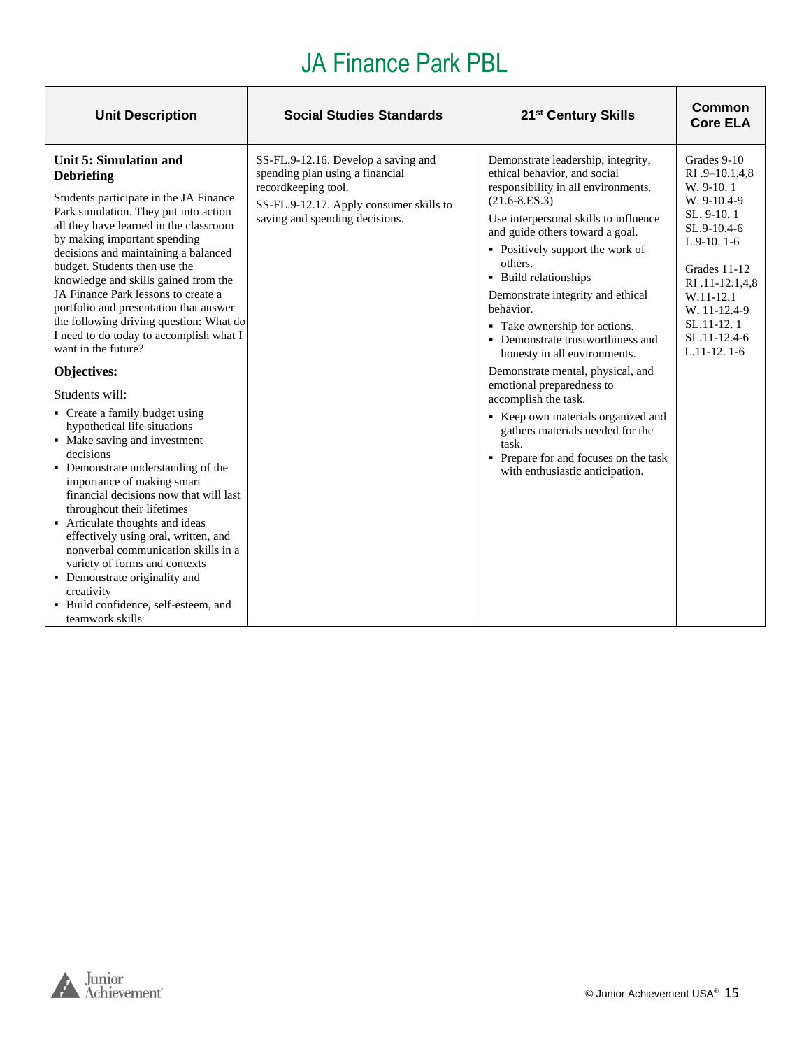# JA Finance Park PBL

| Unit Description | Social Studies Standards | 21st Century Skills | Common Core ELA |
|---|---|---|---|
| **Unit 5: Simulation and Debriefing**<br><br>Students participate in the JA Finance Park simulation. They put into action all they have learned in the classroom by making important spending decisions and maintaining a balanced budget. Students then use the knowledge and skills gained from the JA Finance Park lessons to create a portfolio and presentation that answer the following driving question: What do I need to do today to accomplish what I want in the future?<br><br>**Objectives:**<br><br>Students will:<br>▪ Create a family budget using hypothetical life situations<br>▪ Make saving and investment decisions<br>▪ Demonstrate understanding of the importance of making smart financial decisions now that will last throughout their lifetimes<br>▪ Articulate thoughts and ideas effectively using oral, written, and nonverbal communication skills in a variety of forms and contexts<br>▪ Demonstrate originality and creativity<br>▪ Build confidence, self-esteem, and teamwork skills | SS-FL.9-12.16. Develop a saving and spending plan using a financial recordkeeping tool.<br><br>SS-FL.9-12.17. Apply consumer skills to saving and spending decisions. | Demonstrate leadership, integrity, ethical behavior, and social responsibility in all environments. (21.6-8.ES.3)<br><br>Use interpersonal skills to influence and guide others toward a goal.<br>▪ Positively support the work of others.<br>▪ Build relationships<br><br>Demonstrate integrity and ethical behavior.<br>▪ Take ownership for actions.<br>▪ Demonstrate trustworthiness and honesty in all environments.<br><br>Demonstrate mental, physical, and emotional preparedness to accomplish the task.<br>▪ Keep own materials organized and gathers materials needed for the task.<br>▪ Prepare for and focuses on the task with enthusiastic anticipation. | Grades 9-10<br>RI .9–10.1,4,8<br>W. 9-10. 1<br>W. 9-10.4-9<br>SL. 9-10. 1<br>SL.9-10.4-6<br>L.9-10. 1-6<br><br>Grades 11-12<br>RI .11-12.1,4,8<br>W.11-12.1<br>W. 11-12.4-9<br>SL.11-12. 1<br>SL.11-12.4-6<br>L.11-12. 1-6 |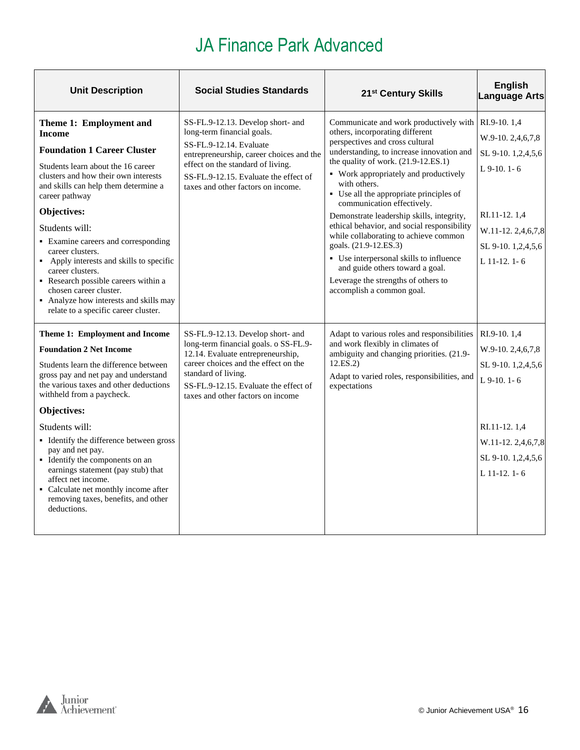# JA Finance Park Advanced

| Unit Description | Social Studies Standards | 21st Century Skills | English Language Arts |
|---|---|---|---|
| **Theme 1: Employment and Income**<br><br>**Foundation 1 Career Cluster**<br><br>Students learn about the 16 career clusters and how their own interests and skills can help them determine a career pathway<br><br>**Objectives:**<br><br>Students will:<br>▪ Examine careers and corresponding career clusters.<br>▪ Apply interests and skills to specific career clusters.<br>▪ Research possible careers within a chosen career cluster.<br>▪ Analyze how interests and skills may relate to a specific career cluster. | SS-FL.9-12.13. Develop short- and long-term financial goals.<br><br>SS-FL.9-12.14. Evaluate entrepreneurship, career choices and the effect on the standard of living.<br><br>SS-FL.9-12.15. Evaluate the effect of taxes and other factors on income. | Communicate and work productively with others, incorporating different perspectives and cross cultural understanding, to increase innovation and the quality of work. (21.9-12.ES.1)<br>▪ Work appropriately and productively with others.<br>▪ Use all the appropriate principles of communication effectively.<br><br>Demonstrate leadership skills, integrity, ethical behavior, and social responsibility while collaborating to achieve common goals. (21.9-12.ES.3)<br>▪ Use interpersonal skills to influence and guide others toward a goal.<br><br>Leverage the strengths of others to accomplish a common goal. | RI.9-10. 1,4<br>W.9-10. 2,4,6,7,8<br>SL 9-10. 1,2,4,5,6<br>L 9-10. 1- 6<br><br>RI.11-12. 1,4<br>W.11-12. 2,4,6,7,8<br>SL 9-10. 1,2,4,5,6<br>L 11-12. 1- 6 |
| **Theme 1: Employment and Income**<br><br>**Foundation 2 Net Income**<br><br>Students learn the difference between gross pay and net pay and understand the various taxes and other deductions withheld from a paycheck.<br><br>**Objectives:**<br><br>Students will:<br>▪ Identify the difference between gross pay and net pay.<br>▪ Identify the components on an earnings statement (pay stub) that affect net income.<br>▪ Calculate net monthly income after removing taxes, benefits, and other deductions. | SS-FL.9-12.13. Develop short- and long-term financial goals. o SS-FL.9-12.14. Evaluate entrepreneurship, career choices and the effect on the standard of living.<br><br>SS-FL.9-12.15. Evaluate the effect of taxes and other factors on income | Adapt to various roles and responsibilities and work flexibly in climates of ambiguity and changing priorities. (21.9-12.ES.2)<br><br>Adapt to varied roles, responsibilities, and expectations | RI.9-10. 1,4<br>W.9-10. 2,4,6,7,8<br>SL 9-10. 1,2,4,5,6<br>L 9-10. 1- 6<br><br>RI.11-12. 1,4<br>W.11-12. 2,4,6,7,8<br>SL 9-10. 1,2,4,5,6<br>L 11-12. 1- 6 |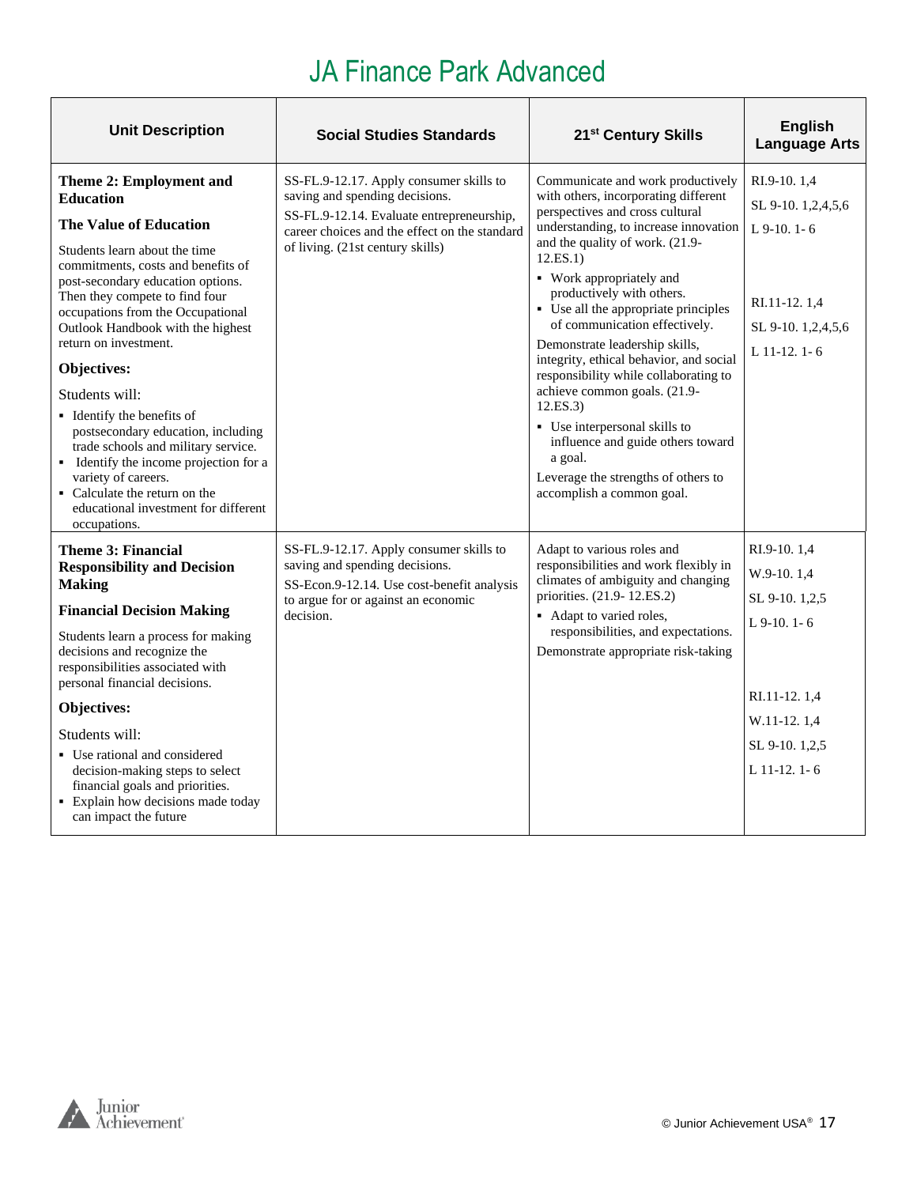# JA Finance Park Advanced

| Unit Description | Social Studies Standards | 21st Century Skills | English Language Arts |
|---|---|---|---|
| **Theme 2: Employment and Education**<br><br>**The Value of Education**<br><br>Students learn about the time commitments, costs and benefits of post-secondary education options. Then they compete to find four occupations from the Occupational Outlook Handbook with the highest return on investment.<br><br>**Objectives:**<br><br>Students will:<br>▪ Identify the benefits of postsecondary education, including trade schools and military service.<br>▪ Identify the income projection for a variety of careers.<br>▪ Calculate the return on the educational investment for different occupations. | SS-FL.9-12.17. Apply consumer skills to saving and spending decisions.<br>SS-FL.9-12.14. Evaluate entrepreneurship, career choices and the effect on the standard of living. (21st century skills) | Communicate and work productively with others, incorporating different perspectives and cross cultural understanding, to increase innovation and the quality of work. (21.9-12.ES.1)<br>▪ Work appropriately and productively with others.<br>▪ Use all the appropriate principles of communication effectively.<br><br>Demonstrate leadership skills, integrity, ethical behavior, and social responsibility while collaborating to achieve common goals. (21.9-12.ES.3)<br>▪ Use interpersonal skills to influence and guide others toward a goal.<br><br>Leverage the strengths of others to accomplish a common goal. | RI.9-10. 1,4<br>SL 9-10. 1,2,4,5,6<br>L 9-10. 1- 6<br><br>RI.11-12. 1,4<br>SL 9-10. 1,2,4,5,6<br>L 11-12. 1- 6 |
| **Theme 3: Financial Responsibility and Decision Making**<br><br>**Financial Decision Making**<br><br>Students learn a process for making decisions and recognize the responsibilities associated with personal financial decisions.<br><br>**Objectives:**<br><br>Students will:<br>▪ Use rational and considered decision-making steps to select financial goals and priorities.<br>▪ Explain how decisions made today can impact the future | SS-FL.9-12.17. Apply consumer skills to saving and spending decisions.<br>SS-Econ.9-12.14. Use cost-benefit analysis to argue for or against an economic decision. | Adapt to various roles and responsibilities and work flexibly in climates of ambiguity and changing priorities. (21.9- 12.ES.2)<br>▪ Adapt to varied roles, responsibilities, and expectations.<br><br>Demonstrate appropriate risk-taking | RI.9-10. 1,4<br>W.9-10. 1,4<br>SL 9-10. 1,2,5<br>L 9-10. 1- 6<br><br>RI.11-12. 1,4<br>W.11-12. 1,4<br>SL 9-10. 1,2,5<br>L 11-12. 1- 6 |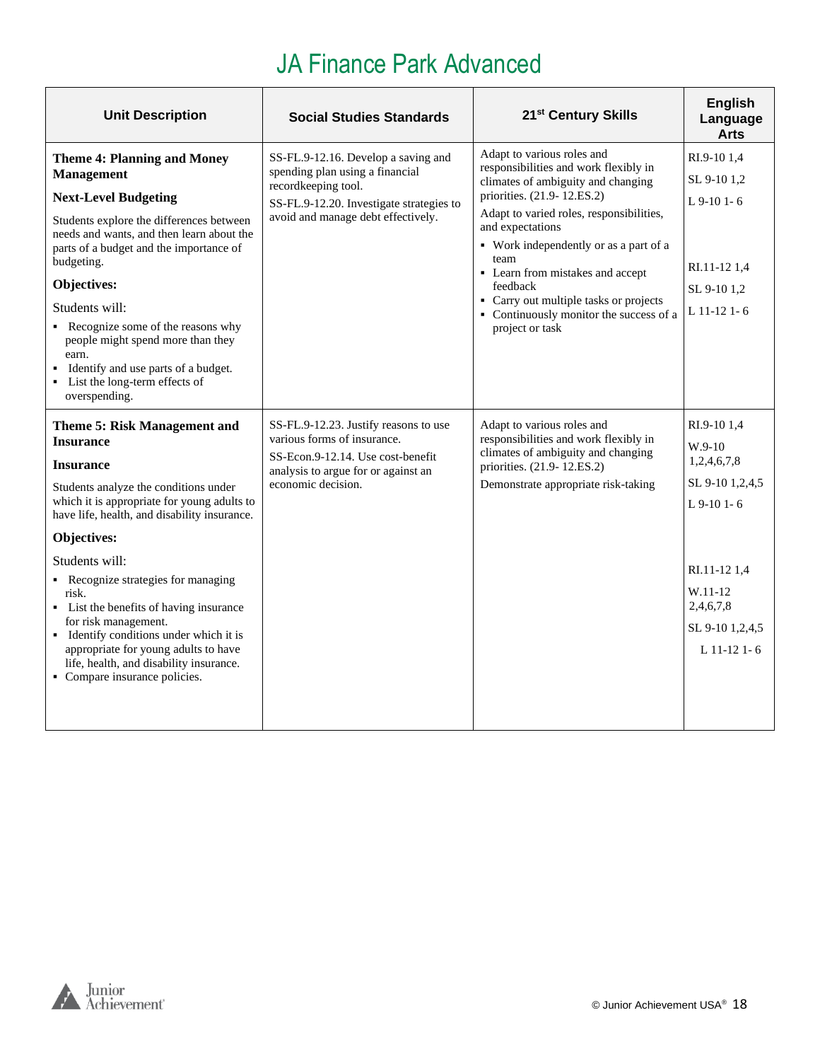# JA Finance Park Advanced

| Unit Description | Social Studies Standards | 21st Century Skills | English Language Arts |
|---|---|---|---|
| **Theme 4: Planning and Money Management**<br><br>**Next-Level Budgeting**<br><br>Students explore the differences between needs and wants, and then learn about the parts of a budget and the importance of budgeting.<br><br>**Objectives:**<br><br>Students will:<br>▪ Recognize some of the reasons why people might spend more than they earn.<br>▪ Identify and use parts of a budget.<br>▪ List the long-term effects of overspending. | SS-FL.9-12.16. Develop a saving and spending plan using a financial recordkeeping tool.<br>SS-FL.9-12.20. Investigate strategies to avoid and manage debt effectively. | Adapt to various roles and responsibilities and work flexibly in climates of ambiguity and changing priorities. (21.9- 12.ES.2)<br>Adapt to varied roles, responsibilities, and expectations<br>▪ Work independently or as a part of a team<br>▪ Learn from mistakes and accept feedback<br>▪ Carry out multiple tasks or projects<br>▪ Continuously monitor the success of a project or task | RI.9-10 1,4<br>SL 9-10 1,2<br>L 9-10 1- 6<br><br>RI.11-12 1,4<br>SL 9-10 1,2<br>L 11-12 1- 6 |
| **Theme 5: Risk Management and Insurance**<br><br>**Insurance**<br><br>Students analyze the conditions under which it is appropriate for young adults to have life, health, and disability insurance.<br><br>**Objectives:**<br><br>Students will:<br>▪ Recognize strategies for managing risk.<br>▪ List the benefits of having insurance for risk management.<br>▪ Identify conditions under which it is appropriate for young adults to have life, health, and disability insurance.<br>▪ Compare insurance policies. | SS-FL.9-12.23. Justify reasons to use various forms of insurance.<br>SS-Econ.9-12.14. Use cost-benefit analysis to argue for or against an economic decision. | Adapt to various roles and responsibilities and work flexibly in climates of ambiguity and changing priorities. (21.9- 12.ES.2)<br>Demonstrate appropriate risk-taking | RI.9-10 1,4<br>W.9-10 1,2,4,6,7,8<br>SL 9-10 1,2,4,5<br>L 9-10 1- 6<br><br>RI.11-12 1,4<br>W.11-12 2,4,6,7,8<br>SL 9-10 1,2,4,5<br>L 11-12 1- 6 |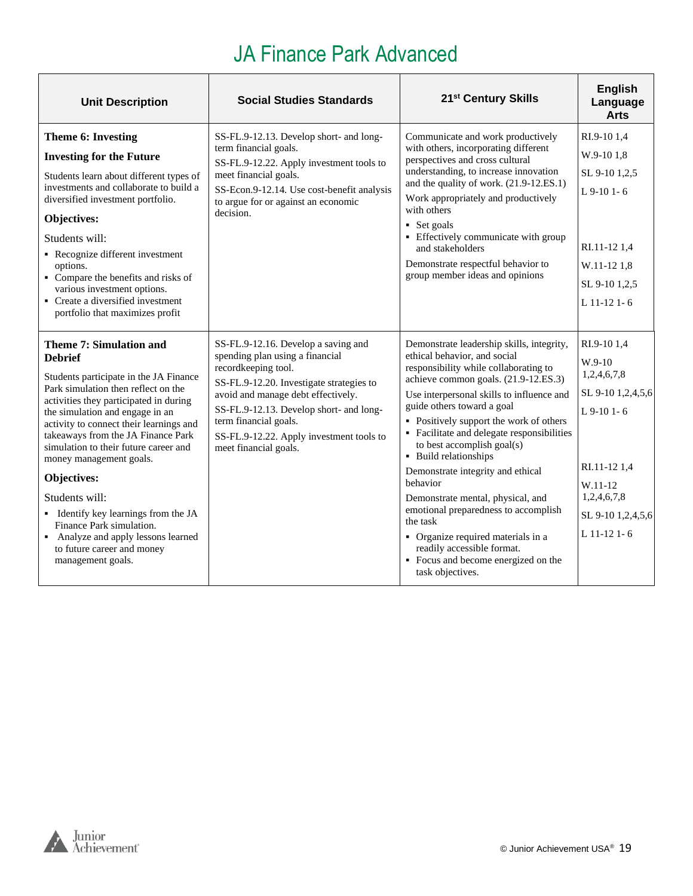# JA Finance Park Advanced

| Unit Description | Social Studies Standards | 21st Century Skills | English Language Arts |
| --- | --- | --- | --- |
| **Theme 6: Investing**<br>**Investing for the Future**<br>Students learn about different types of investments and collaborate to build a diversified investment portfolio.<br>**Objectives:**<br>Students will:<br>▪ Recognize different investment options.<br>▪ Compare the benefits and risks of various investment options.<br>▪ Create a diversified investment portfolio that maximizes profit | SS-FL.9-12.13. Develop short- and long-term financial goals.<br>SS-FL.9-12.22. Apply investment tools to meet financial goals.<br>SS-Econ.9-12.14. Use cost-benefit analysis to argue for or against an economic decision. | Communicate and work productively with others, incorporating different perspectives and cross cultural understanding, to increase innovation and the quality of work. (21.9-12.ES.1)<br>Work appropriately and productively with others<br>▪ Set goals<br>▪ Effectively communicate with group and stakeholders<br>Demonstrate respectful behavior to group member ideas and opinions | RI.9-10 1,4<br>W.9-10 1,8<br>SL 9-10 1,2,5<br>L 9-10 1- 6<br><br>RI.11-12 1,4<br>W.11-12 1,8<br>SL 9-10 1,2,5<br>L 11-12 1- 6 |
| **Theme 7: Simulation and Debrief**<br>Students participate in the JA Finance Park simulation then reflect on the activities they participated in during the simulation and engage in an activity to connect their learnings and takeaways from the JA Finance Park simulation to their future career and money management goals.<br>**Objectives:**<br>Students will:<br>▪ Identify key learnings from the JA Finance Park simulation.<br>▪ Analyze and apply lessons learned to future career and money management goals. | SS-FL.9-12.16. Develop a saving and spending plan using a financial recordkeeping tool.<br>SS-FL.9-12.20. Investigate strategies to avoid and manage debt effectively.<br>SS-FL.9-12.13. Develop short- and long-term financial goals.<br>SS-FL.9-12.22. Apply investment tools to meet financial goals. | Demonstrate leadership skills, integrity, ethical behavior, and social responsibility while collaborating to achieve common goals. (21.9-12.ES.3)<br>Use interpersonal skills to influence and guide others toward a goal<br>▪ Positively support the work of others<br>▪ Facilitate and delegate responsibilities to best accomplish goal(s)<br>▪ Build relationships<br>Demonstrate integrity and ethical behavior<br>Demonstrate mental, physical, and emotional preparedness to accomplish the task<br>▪ Organize required materials in a readily accessible format.<br>▪ Focus and become energized on the task objectives. | RI.9-10 1,4<br>W.9-10 1,2,4,6,7,8<br>SL 9-10 1,2,4,5,6<br>L 9-10 1- 6<br><br>RI.11-12 1,4<br>W.11-12 1,2,4,6,7,8<br>SL 9-10 1,2,4,5,6<br>L 11-12 1- 6 |

© Junior Achievement USA®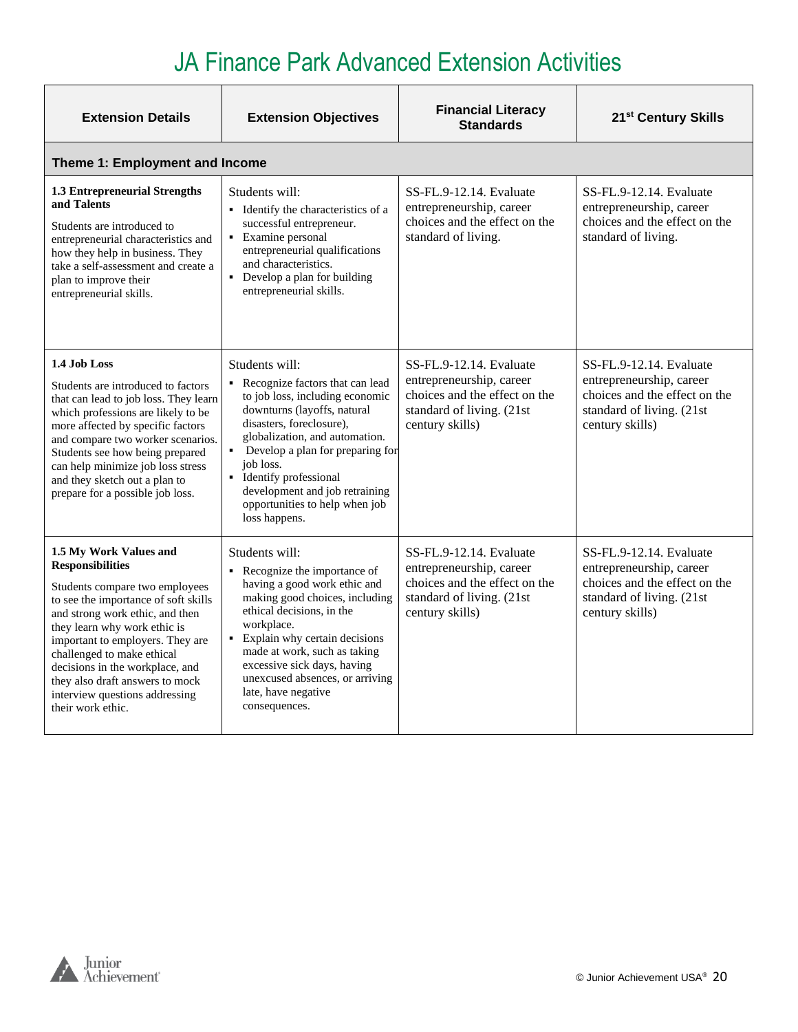# JA Finance Park Advanced Extension Activities

| Extension Details | Extension Objectives | Financial Literacy Standards | 21st Century Skills |
|---|---|---|---|
| **Theme 1: Employment and Income** | | | |
| **1.3 Entrepreneurial Strengths and Talents**<br><br>Students are introduced to entrepreneurial characteristics and how they help in business. They take a self-assessment and create a plan to improve their entrepreneurial skills. | Students will:<br>▪ Identify the characteristics of a successful entrepreneur.<br>▪ Examine personal entrepreneurial qualifications and characteristics.<br>▪ Develop a plan for building entrepreneurial skills. | SS-FL.9-12.14. Evaluate entrepreneurship, career choices and the effect on the standard of living. | SS-FL.9-12.14. Evaluate entrepreneurship, career choices and the effect on the standard of living. |
| **1.4 Job Loss**<br><br>Students are introduced to factors that can lead to job loss. They learn which professions are likely to be more affected by specific factors and compare two worker scenarios. Students see how being prepared can help minimize job loss stress and they sketch out a plan to prepare for a possible job loss. | Students will:<br>▪ Recognize factors that can lead to job loss, including economic downturns (layoffs, natural disasters, foreclosure), globalization, and automation.<br>▪ Develop a plan for preparing for job loss.<br>▪ Identify professional development and job retraining opportunities to help when job loss happens. | SS-FL.9-12.14. Evaluate entrepreneurship, career choices and the effect on the standard of living. (21st century skills) | SS-FL.9-12.14. Evaluate entrepreneurship, career choices and the effect on the standard of living. (21st century skills) |
| **1.5 My Work Values and Responsibilities**<br><br>Students compare two employees to see the importance of soft skills and strong work ethic, and then they learn why work ethic is important to employers. They are challenged to make ethical decisions in the workplace, and they also draft answers to mock interview questions addressing their work ethic. | Students will:<br>▪ Recognize the importance of having a good work ethic and making good choices, including ethical decisions, in the workplace.<br>▪ Explain why certain decisions made at work, such as taking excessive sick days, having unexcused absences, or arriving late, have negative consequences. | SS-FL.9-12.14. Evaluate entrepreneurship, career choices and the effect on the standard of living. (21st century skills) | SS-FL.9-12.14. Evaluate entrepreneurship, career choices and the effect on the standard of living. (21st century skills) |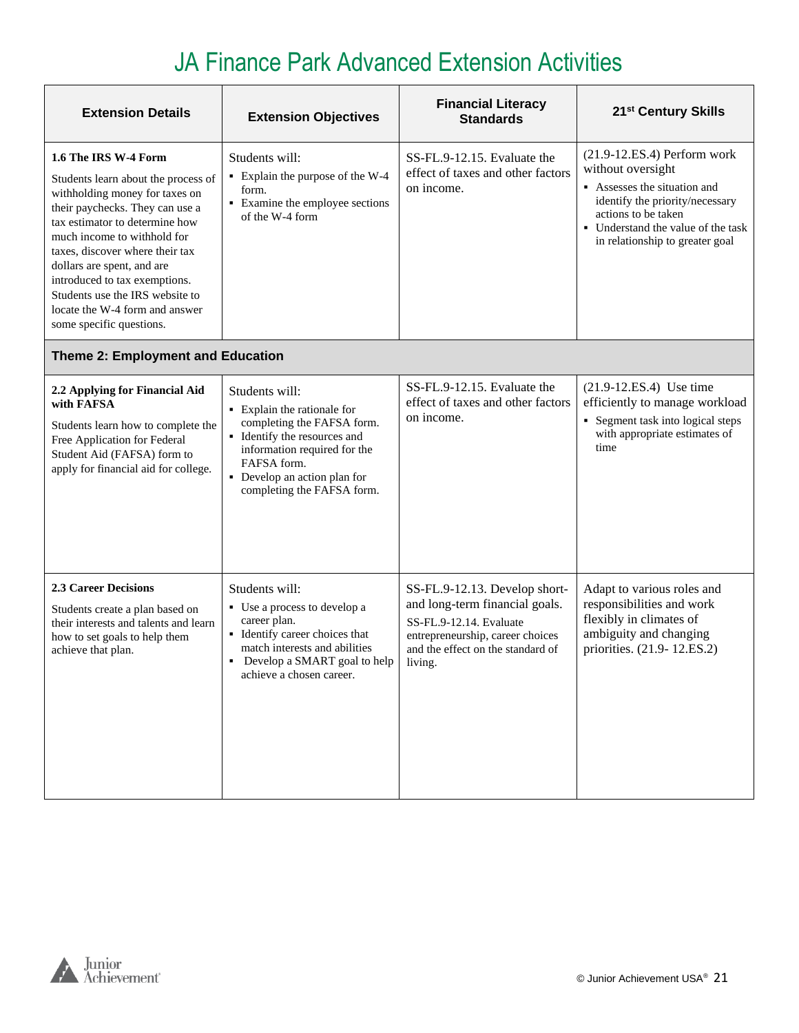# JA Finance Park Advanced Extension Activities

| Extension Details | Extension Objectives | Financial Literacy Standards | 21st Century Skills |
|---|---|---|---|
| **1.6 The IRS W-4 Form**<br><br>Students learn about the process of withholding money for taxes on their paychecks. They can use a tax estimator to determine how much income to withhold for taxes, discover where their tax dollars are spent, and are introduced to tax exemptions. Students use the IRS website to locate the W-4 form and answer some specific questions. | Students will:<br>▪ Explain the purpose of the W-4 form.<br>▪ Examine the employee sections of the W-4 form | SS-FL.9-12.15. Evaluate the effect of taxes and other factors on income. | (21.9-12.ES.4) Perform work without oversight<br>▪ Assesses the situation and identify the priority/necessary actions to be taken<br>▪ Understand the value of the task in relationship to greater goal |
| **Theme 2: Employment and Education** | | | |
| **2.2 Applying for Financial Aid with FAFSA**<br><br>Students learn how to complete the Free Application for Federal Student Aid (FAFSA) form to apply for financial aid for college. | Students will:<br>▪ Explain the rationale for completing the FAFSA form.<br>▪ Identify the resources and information required for the FAFSA form.<br>▪ Develop an action plan for completing the FAFSA form. | SS-FL.9-12.15. Evaluate the effect of taxes and other factors on income. | (21.9-12.ES.4) Use time efficiently to manage workload<br>▪ Segment task into logical steps with appropriate estimates of time |
| **2.3 Career Decisions**<br><br>Students create a plan based on their interests and talents and learn how to set goals to help them achieve that plan. | Students will:<br>▪ Use a process to develop a career plan.<br>▪ Identify career choices that match interests and abilities<br>▪ Develop a SMART goal to help achieve a chosen career. | SS-FL.9-12.13. Develop short- and long-term financial goals.<br>SS-FL.9-12.14. Evaluate entrepreneurship, career choices and the effect on the standard of living. | Adapt to various roles and responsibilities and work flexibly in climates of ambiguity and changing priorities. (21.9- 12.ES.2) |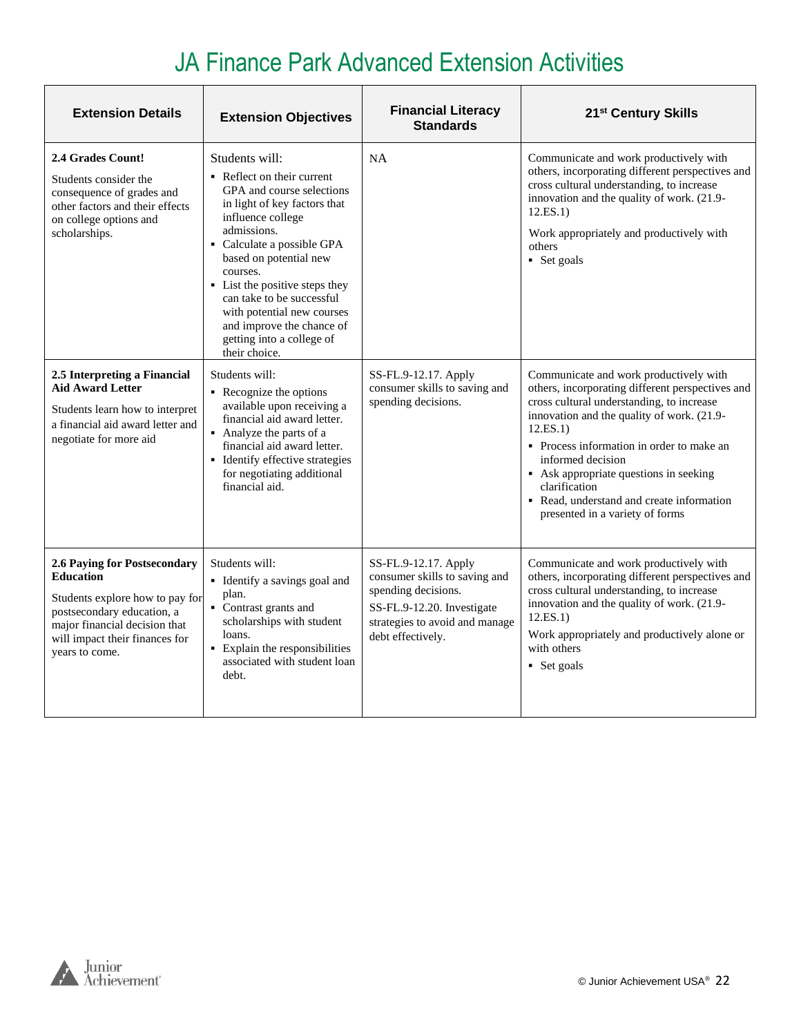# JA Finance Park Advanced Extension Activities

| Extension Details | Extension Objectives | Financial Literacy Standards | 21st Century Skills |
|---|---|---|---|
| **2.4 Grades Count!**<br><br>Students consider the consequence of grades and other factors and their effects on college options and scholarships. | Students will:<br>▪ Reflect on their current GPA and course selections in light of key factors that influence college admissions.<br>▪ Calculate a possible GPA based on potential new courses.<br>▪ List the positive steps they can take to be successful with potential new courses and improve the chance of getting into a college of their choice. | NA | Communicate and work productively with others, incorporating different perspectives and cross cultural understanding, to increase innovation and the quality of work. (21.9-12.ES.1)<br><br>Work appropriately and productively with others<br>▪ Set goals |
| **2.5 Interpreting a Financial Aid Award Letter**<br><br>Students learn how to interpret a financial aid award letter and negotiate for more aid | Students will:<br>▪ Recognize the options available upon receiving a financial aid award letter.<br>▪ Analyze the parts of a financial aid award letter.<br>▪ Identify effective strategies for negotiating additional financial aid. | SS-FL.9-12.17. Apply consumer skills to saving and spending decisions. | Communicate and work productively with others, incorporating different perspectives and cross cultural understanding, to increase innovation and the quality of work. (21.9-12.ES.1)<br>▪ Process information in order to make an informed decision<br>▪ Ask appropriate questions in seeking clarification<br>▪ Read, understand and create information presented in a variety of forms |
| **2.6 Paying for Postsecondary Education**<br><br>Students explore how to pay for postsecondary education, a major financial decision that will impact their finances for years to come. | Students will:<br>▪ Identify a savings goal and plan.<br>▪ Contrast grants and scholarships with student loans.<br>▪ Explain the responsibilities associated with student loan debt. | SS-FL.9-12.17. Apply consumer skills to saving and spending decisions.<br>SS-FL.9-12.20. Investigate strategies to avoid and manage debt effectively. | Communicate and work productively with others, incorporating different perspectives and cross cultural understanding, to increase innovation and the quality of work. (21.9-12.ES.1)<br>Work appropriately and productively alone or with others<br>▪ Set goals |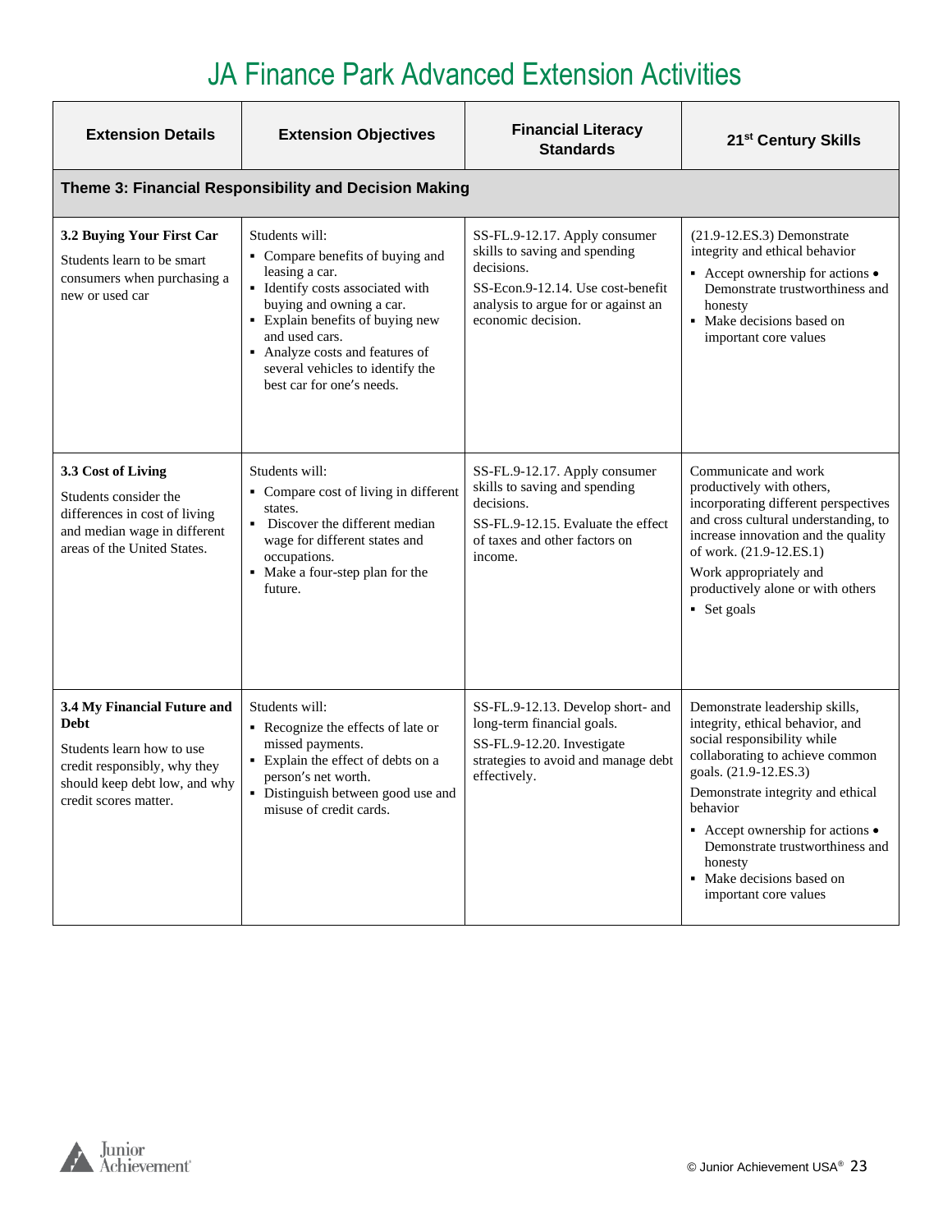# JA Finance Park Advanced Extension Activities

| Extension Details | Extension Objectives | Financial Literacy Standards | 21st Century Skills |
|---|---|---|---|
| **Theme 3: Financial Responsibility and Decision Making** | | | |
| **3.2 Buying Your First Car**<br>Students learn to be smart consumers when purchasing a new or used car | Students will:<br>▪ Compare benefits of buying and leasing a car.<br>▪ Identify costs associated with buying and owning a car.<br>▪ Explain benefits of buying new and used cars.<br>▪ Analyze costs and features of several vehicles to identify the best car for one's needs. | SS-FL.9-12.17. Apply consumer skills to saving and spending decisions.<br>SS-Econ.9-12.14. Use cost-benefit analysis to argue for or against an economic decision. | (21.9-12.ES.3) Demonstrate integrity and ethical behavior<br>▪ Accept ownership for actions • Demonstrate trustworthiness and honesty<br>▪ Make decisions based on important core values |
| **3.3 Cost of Living**<br>Students consider the differences in cost of living and median wage in different areas of the United States. | Students will:<br>▪ Compare cost of living in different states.<br>▪ Discover the different median wage for different states and occupations.<br>▪ Make a four-step plan for the future. | SS-FL.9-12.17. Apply consumer skills to saving and spending decisions.<br>SS-FL.9-12.15. Evaluate the effect of taxes and other factors on income. | Communicate and work productively with others, incorporating different perspectives and cross cultural understanding, to increase innovation and the quality of work. (21.9-12.ES.1)<br>Work appropriately and productively alone or with others<br>▪ Set goals |
| **3.4 My Financial Future and Debt**<br>Students learn how to use credit responsibly, why they should keep debt low, and why credit scores matter. | Students will:<br>▪ Recognize the effects of late or missed payments.<br>▪ Explain the effect of debts on a person's net worth.<br>▪ Distinguish between good use and misuse of credit cards. | SS-FL.9-12.13. Develop short- and long-term financial goals.<br>SS-FL.9-12.20. Investigate strategies to avoid and manage debt effectively. | Demonstrate leadership skills, integrity, ethical behavior, and social responsibility while collaborating to achieve common goals. (21.9-12.ES.3)<br>Demonstrate integrity and ethical behavior<br>▪ Accept ownership for actions • Demonstrate trustworthiness and honesty<br>▪ Make decisions based on important core values |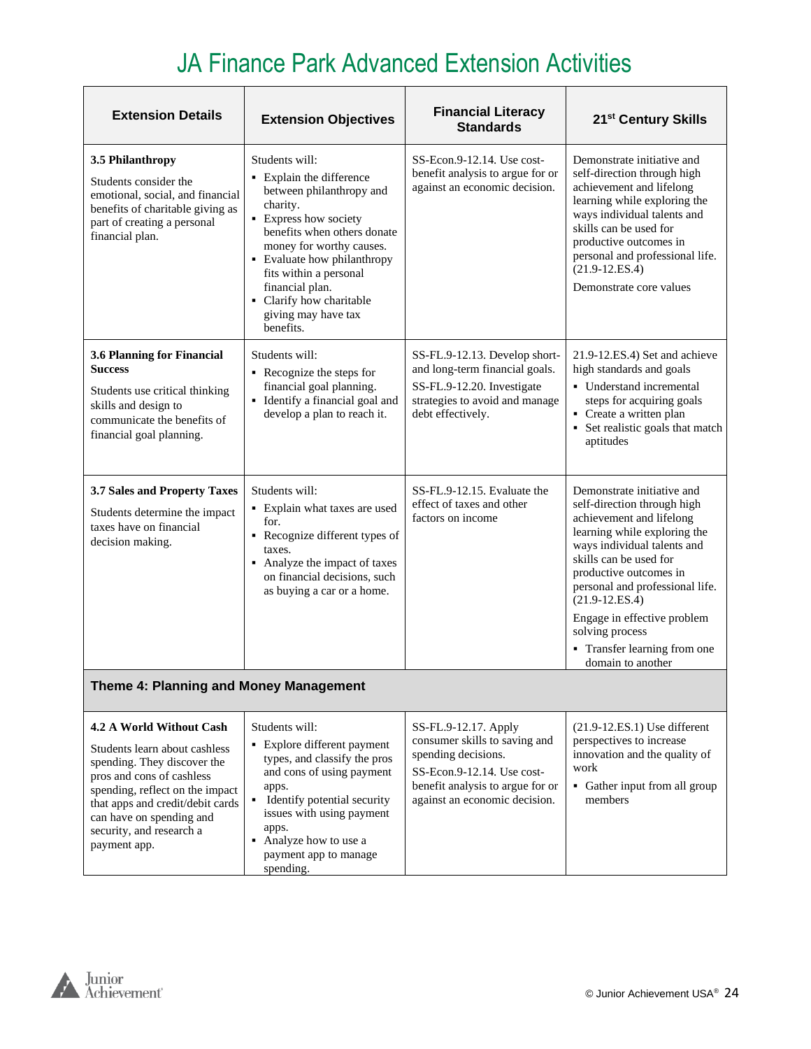# JA Finance Park Advanced Extension Activities

| Extension Details | Extension Objectives | Financial Literacy Standards | 21st Century Skills |
|---|---|---|---|
| **3.5 Philanthropy**<br>Students consider the emotional, social, and financial benefits of charitable giving as part of creating a personal financial plan. | Students will:<br>▪ Explain the difference between philanthropy and charity.<br>▪ Express how society benefits when others donate money for worthy causes.<br>▪ Evaluate how philanthropy fits within a personal financial plan.<br>▪ Clarify how charitable giving may have tax benefits. | SS-Econ.9-12.14. Use cost-benefit analysis to argue for or against an economic decision. | Demonstrate initiative and self-direction through high achievement and lifelong learning while exploring the ways individual talents and skills can be used for productive outcomes in personal and professional life. (21.9-12.ES.4)<br>Demonstrate core values |
| **3.6 Planning for Financial Success**<br>Students use critical thinking skills and design to communicate the benefits of financial goal planning. | Students will:<br>▪ Recognize the steps for financial goal planning.<br>▪ Identify a financial goal and develop a plan to reach it. | SS-FL.9-12.13. Develop short- and long-term financial goals.<br>SS-FL.9-12.20. Investigate strategies to avoid and manage debt effectively. | 21.9-12.ES.4) Set and achieve high standards and goals<br>▪ Understand incremental steps for acquiring goals<br>▪ Create a written plan<br>▪ Set realistic goals that match aptitudes |
| **3.7 Sales and Property Taxes**<br>Students determine the impact taxes have on financial decision making. | Students will:<br>▪ Explain what taxes are used for.<br>▪ Recognize different types of taxes.<br>▪ Analyze the impact of taxes on financial decisions, such as buying a car or a home. | SS-FL.9-12.15. Evaluate the effect of taxes and other factors on income | Demonstrate initiative and self-direction through high achievement and lifelong learning while exploring the ways individual talents and skills can be used for productive outcomes in personal and professional life. (21.9-12.ES.4)<br>Engage in effective problem solving process<br>▪ Transfer learning from one domain to another |
| **Theme 4: Planning and Money Management** | | | |
| **4.2 A World Without Cash**<br>Students learn about cashless spending. They discover the pros and cons of cashless spending, reflect on the impact that apps and credit/debit cards can have on spending and security, and research a payment app. | Students will:<br>▪ Explore different payment types, and classify the pros and cons of using payment apps.<br>▪ Identify potential security issues with using payment apps.<br>▪ Analyze how to use a payment app to manage spending. | SS-FL.9-12.17. Apply consumer skills to saving and spending decisions.<br>SS-Econ.9-12.14. Use cost-benefit analysis to argue for or against an economic decision. | (21.9-12.ES.1) Use different perspectives to increase innovation and the quality of work<br>▪ Gather input from all group members |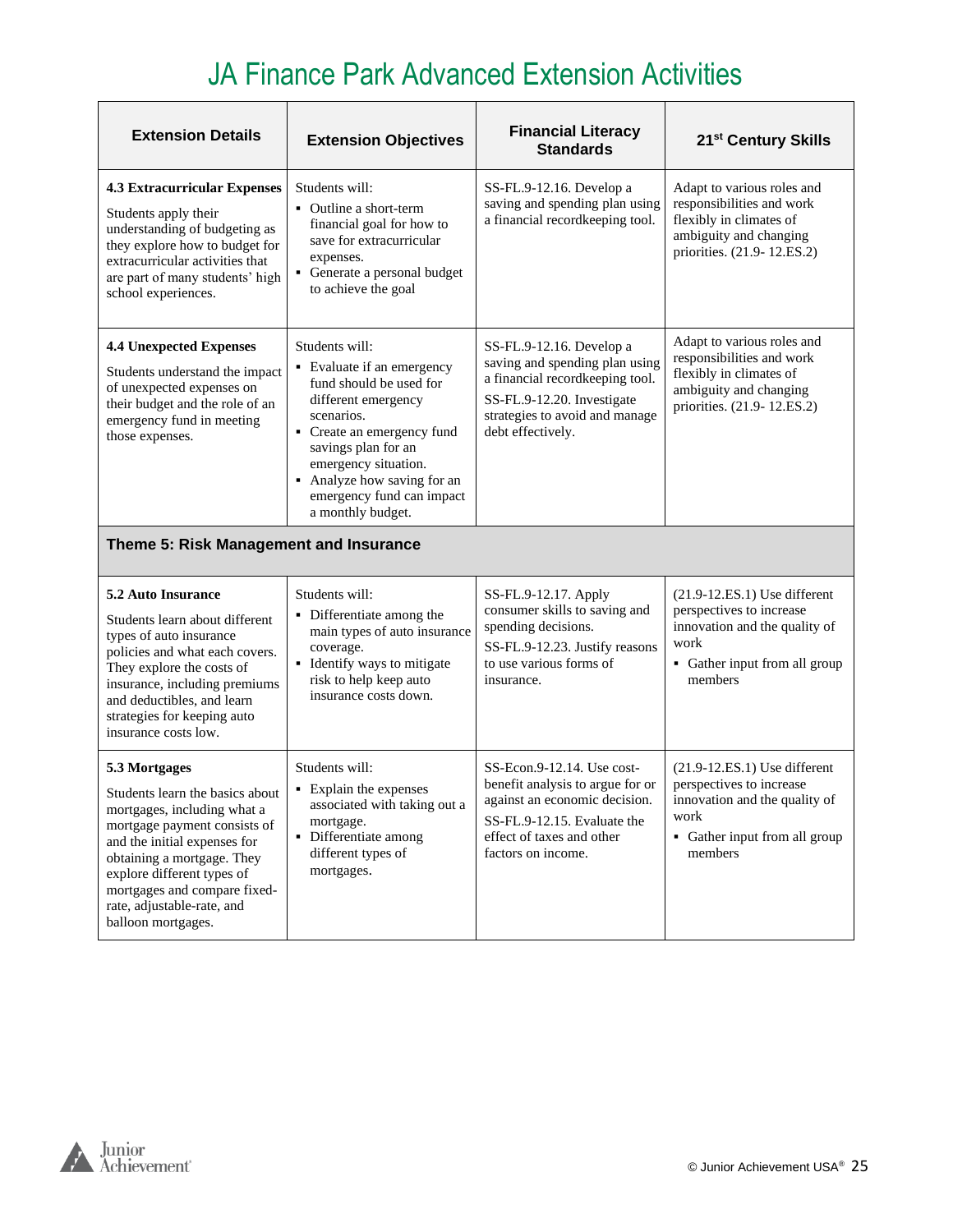# JA Finance Park Advanced Extension Activities

| Extension Details | Extension Objectives | Financial Literacy Standards | 21st Century Skills |
|---|---|---|---|
| **4.3 Extracurricular Expenses**<br>Students apply their understanding of budgeting as they explore how to budget for extracurricular activities that are part of many students' high school experiences. | Students will:<br>▪ Outline a short-term financial goal for how to save for extracurricular expenses.<br>▪ Generate a personal budget to achieve the goal | SS-FL.9-12.16. Develop a saving and spending plan using a financial recordkeeping tool. | Adapt to various roles and responsibilities and work flexibly in climates of ambiguity and changing priorities. (21.9- 12.ES.2) |
| **4.4 Unexpected Expenses**<br>Students understand the impact of unexpected expenses on their budget and the role of an emergency fund in meeting those expenses. | Students will:<br>▪ Evaluate if an emergency fund should be used for different emergency scenarios.<br>▪ Create an emergency fund savings plan for an emergency situation.<br>▪ Analyze how saving for an emergency fund can impact a monthly budget. | SS-FL.9-12.16. Develop a saving and spending plan using a financial recordkeeping tool.<br>SS-FL.9-12.20. Investigate strategies to avoid and manage debt effectively. | Adapt to various roles and responsibilities and work flexibly in climates of ambiguity and changing priorities. (21.9- 12.ES.2) |
| **Theme 5: Risk Management and Insurance** | | | |
| **5.2 Auto Insurance**<br>Students learn about different types of auto insurance policies and what each covers. They explore the costs of insurance, including premiums and deductibles, and learn strategies for keeping auto insurance costs low. | Students will:<br>▪ Differentiate among the main types of auto insurance coverage.<br>▪ Identify ways to mitigate risk to help keep auto insurance costs down. | SS-FL.9-12.17. Apply consumer skills to saving and spending decisions.<br>SS-FL.9-12.23. Justify reasons to use various forms of insurance. | (21.9-12.ES.1) Use different perspectives to increase innovation and the quality of work<br>▪ Gather input from all group members |
| **5.3 Mortgages**<br>Students learn the basics about mortgages, including what a mortgage payment consists of and the initial expenses for obtaining a mortgage. They explore different types of mortgages and compare fixed-rate, adjustable-rate, and balloon mortgages. | Students will:<br>▪ Explain the expenses associated with taking out a mortgage.<br>▪ Differentiate among different types of mortgages. | SS-Econ.9-12.14. Use cost-benefit analysis to argue for or against an economic decision.<br>SS-FL.9-12.15. Evaluate the effect of taxes and other factors on income. | (21.9-12.ES.1) Use different perspectives to increase innovation and the quality of work<br>▪ Gather input from all group members |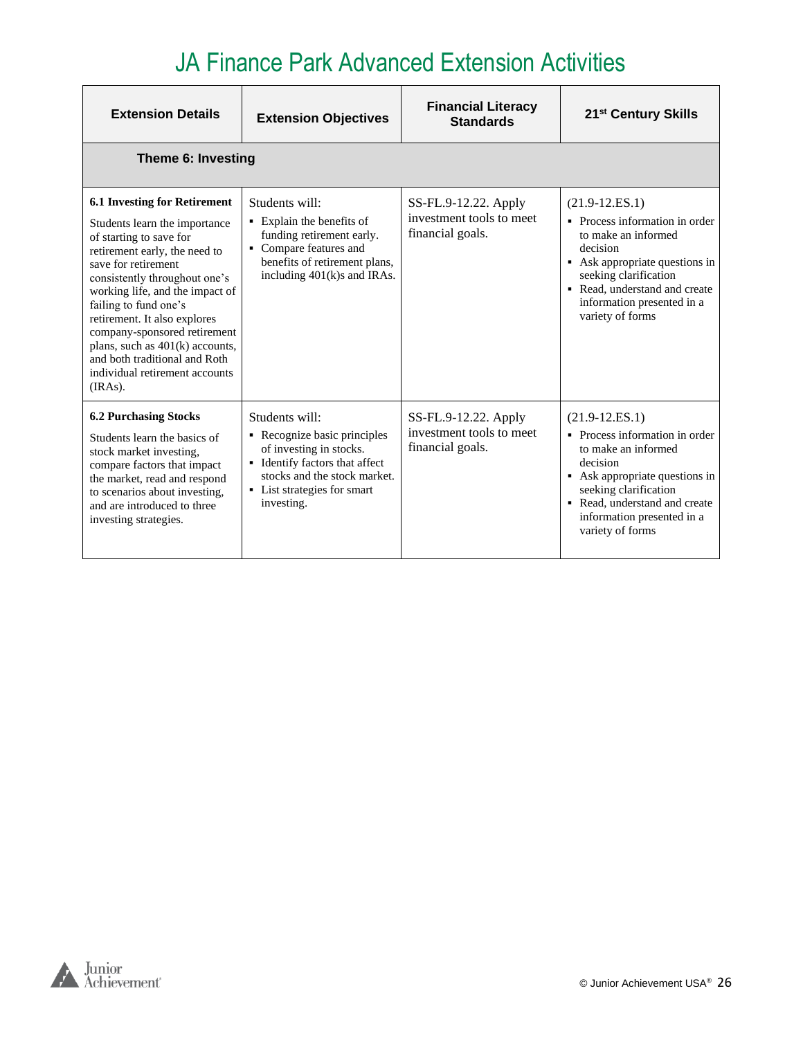# JA Finance Park Advanced Extension Activities

| Extension Details | Extension Objectives | Financial Literacy Standards | 21st Century Skills |
|---|---|---|---|
| **Theme 6: Investing** | | | |
| **6.1 Investing for Retirement**<br><br>Students learn the importance of starting to save for retirement early, the need to save for retirement consistently throughout one's working life, and the impact of failing to fund one's retirement. It also explores company-sponsored retirement plans, such as 401(k) accounts, and both traditional and Roth individual retirement accounts (IRAs). | Students will:<br>▪ Explain the benefits of funding retirement early.<br>▪ Compare features and benefits of retirement plans, including 401(k)s and IRAs. | SS-FL.9-12.22. Apply investment tools to meet financial goals. | (21.9-12.ES.1)<br>▪ Process information in order to make an informed decision<br>▪ Ask appropriate questions in seeking clarification<br>▪ Read, understand and create information presented in a variety of forms |
| **6.2 Purchasing Stocks**<br><br>Students learn the basics of stock market investing, compare factors that impact the market, read and respond to scenarios about investing, and are introduced to three investing strategies. | Students will:<br>▪ Recognize basic principles of investing in stocks.<br>▪ Identify factors that affect stocks and the stock market.<br>▪ List strategies for smart investing. | SS-FL.9-12.22. Apply investment tools to meet financial goals. | (21.9-12.ES.1)<br>▪ Process information in order to make an informed decision<br>▪ Ask appropriate questions in seeking clarification<br>▪ Read, understand and create information presented in a variety of forms |